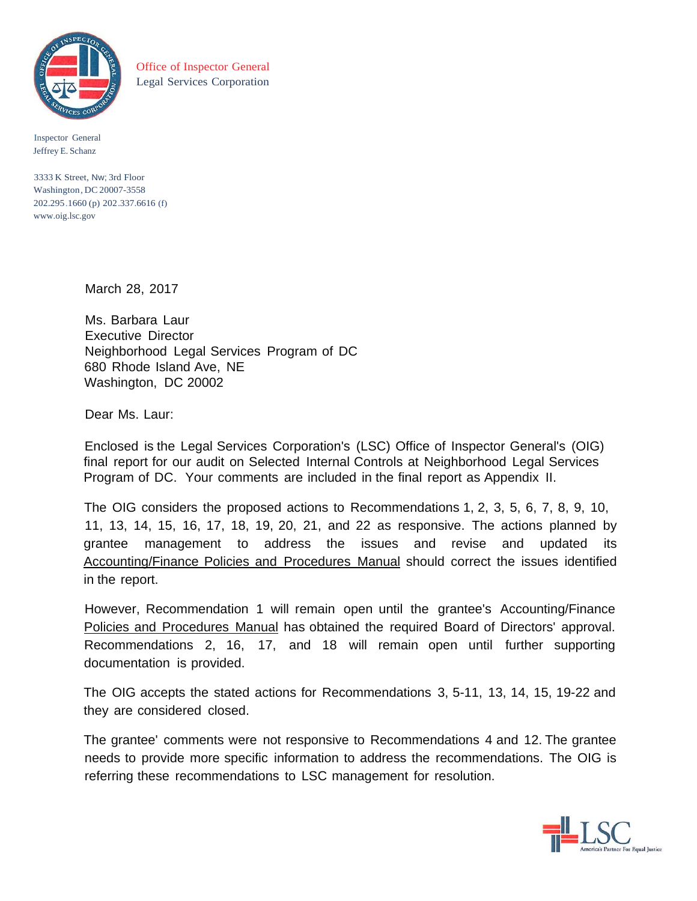Office of Inspector General
Legal Services Corporation

Inspector General
Jeffrey E. Schanz

3333 K Street, Nw; 3rd Floor
Washington, DC 20007-3558
202.295.1660 (p) 202.337.6616 (f)
www.oig.lsc.gov

March 28, 2017

Ms. Barbara Laur
Executive Director
Neighborhood Legal Services Program of DC
680 Rhode Island Ave, NE
Washington, DC 20002

Dear Ms. Laur:

Enclosed is the Legal Services Corporation's (LSC) Office of Inspector General's (OIG) final report for our audit on Selected Internal Controls at Neighborhood Legal Services Program of DC. Your comments are included in the final report as Appendix II.

The OIG considers the proposed actions to Recommendations 1, 2, 3, 5, 6, 7, 8, 9, 10, 11, 13, 14, 15, 16, 17, 18, 19, 20, 21, and 22 as responsive. The actions planned by grantee management to address the issues and revise and updated its Accounting/Finance Policies and Procedures Manual should correct the issues identified in the report.

However, Recommendation 1 will remain open until the grantee's Accounting/Finance Policies and Procedures Manual has obtained the required Board of Directors' approval. Recommendations 2, 16, 17, and 18 will remain open until further supporting documentation is provided.

The OIG accepts the stated actions for Recommendations 3, 5-11, 13, 14, 15, 19-22 and they are considered closed.

The grantee' comments were not responsive to Recommendations 4 and 12. The grantee needs to provide more specific information to address the recommendations. The OIG is referring these recommendations to LSC management for resolution.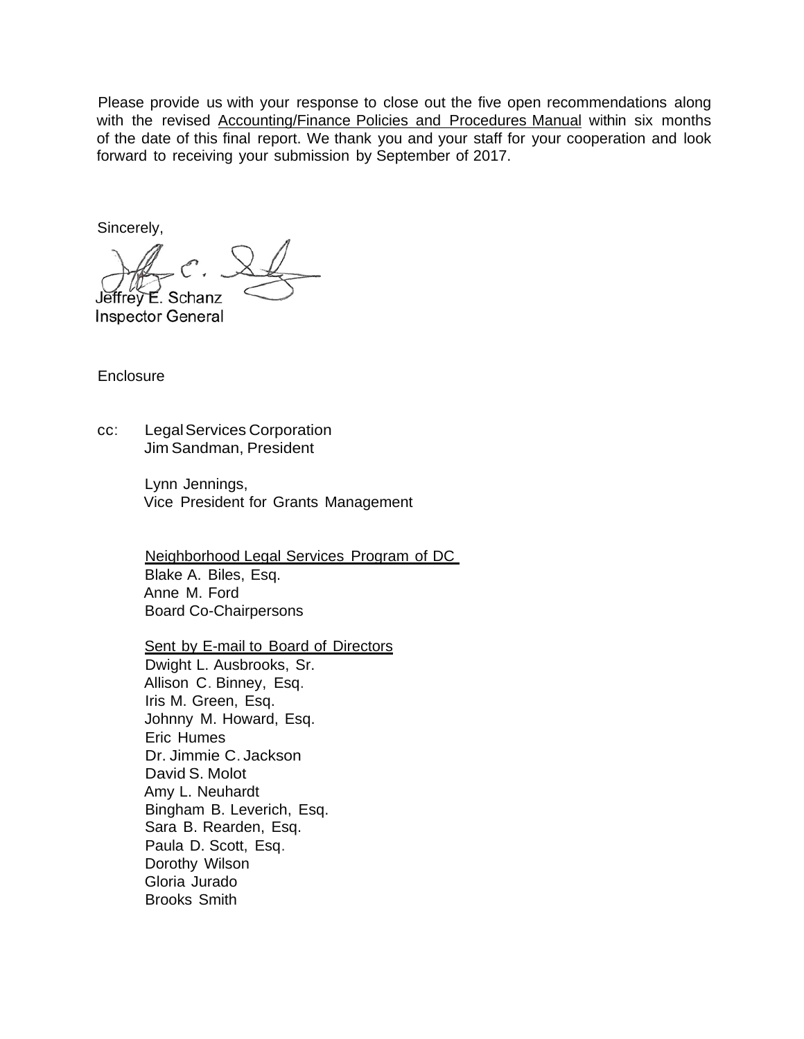Please provide us with your response to close out the five open recommendations along with the revised Accounting/Finance Policies and Procedures Manual within six months of the date of this final report. We thank you and your staff for your cooperation and look forward to receiving your submission by September of 2017.

Sincerely,

Jeffrey E. Schanz
Inspector General

Enclosure

cc: Legal Services Corporation
Jim Sandman, President

Lynn Jennings,
Vice President for Grants Management

Neighborhood Legal Services Program of DC
Blake A. Biles, Esq.
Anne M. Ford
Board Co-Chairpersons

Sent by E-mail to Board of Directors
Dwight L. Ausbrooks, Sr.
Allison C. Binney, Esq.
Iris M. Green, Esq.
Johnny M. Howard, Esq.
Eric Humes
Dr. Jimmie C. Jackson
David S. Molot
Amy L. Neuhardt
Bingham B. Leverich, Esq.
Sara B. Rearden, Esq.
Paula D. Scott, Esq.
Dorothy Wilson
Gloria Jurado
Brooks Smith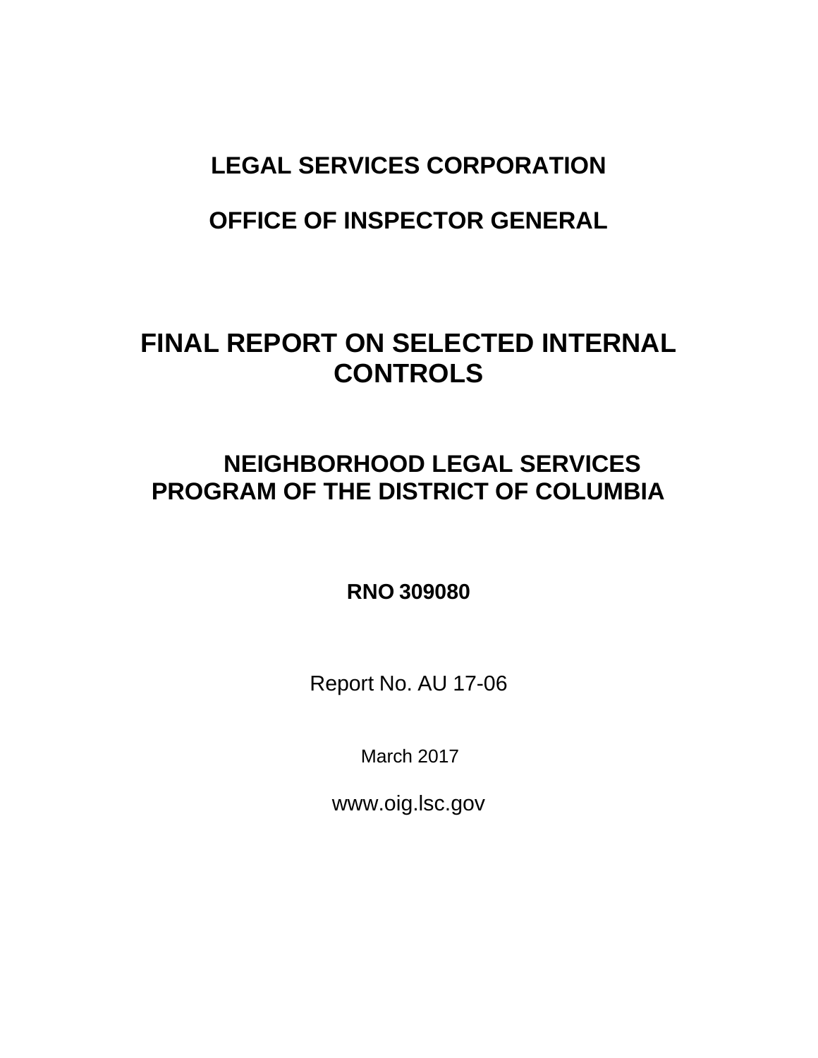# LEGAL SERVICES CORPORATION

# OFFICE OF INSPECTOR GENERAL

# FINAL REPORT ON SELECTED INTERNAL CONTROLS

## NEIGHBORHOOD LEGAL SERVICES PROGRAM OF THE DISTRICT OF COLUMBIA

**RNO 309080**

Report No. AU 17-06

March 2017

www.oig.lsc.gov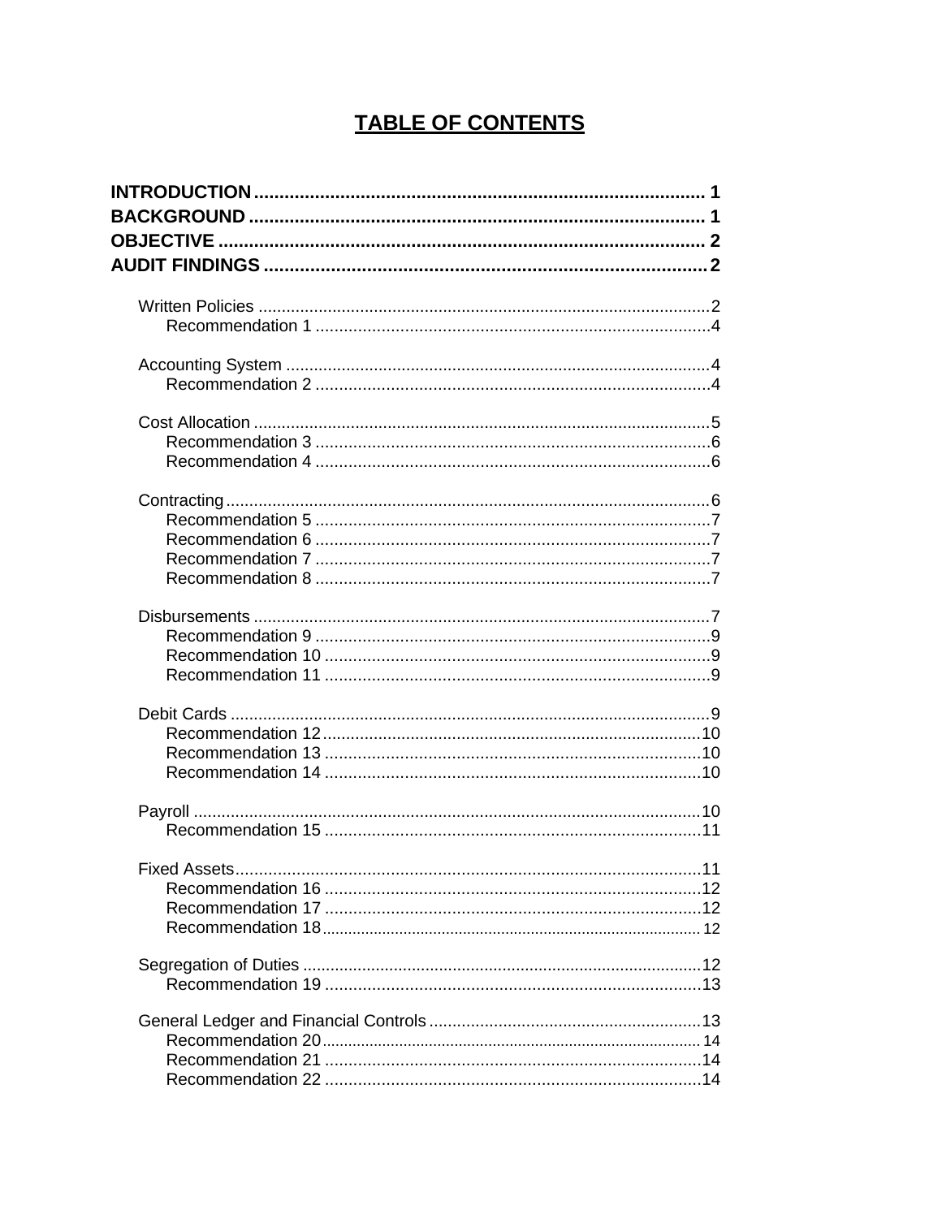# TABLE OF CONTENTS

**INTRODUCTION** ........................................................................................ 1
**BACKGROUND** ......................................................................................... 1
**OBJECTIVE** ............................................................................................... 2
**AUDIT FINDINGS** ..................................................................................... 2

- Written Policies ............................................................................................. 2
  - Recommendation 1 ................................................................................... 4
- Accounting System ......................................................................................... 4
  - Recommendation 2 ................................................................................... 4
- Cost Allocation ............................................................................................... 5
  - Recommendation 3 ................................................................................... 6
  - Recommendation 4 ................................................................................... 6
- Contracting ..................................................................................................... 6
  - Recommendation 5 ................................................................................... 7
  - Recommendation 6 ................................................................................... 7
  - Recommendation 7 ................................................................................... 7
  - Recommendation 8 ................................................................................... 7
- Disbursements ................................................................................................ 7
  - Recommendation 9 ................................................................................... 9
  - Recommendation 10 ................................................................................. 9
  - Recommendation 11 ................................................................................. 9
- Debit Cards ..................................................................................................... 9
  - Recommendation 12 ................................................................................. 10
  - Recommendation 13 ................................................................................. 10
  - Recommendation 14 ................................................................................. 10
- Payroll ............................................................................................................ 10
  - Recommendation 15 ................................................................................. 11
- Fixed Assets ................................................................................................... 11
  - Recommendation 16 ................................................................................. 12
  - Recommendation 17 ................................................................................. 12
  - Recommendation 18 ................................................................................. 12
- Segregation of Duties ..................................................................................... 12
  - Recommendation 19 ................................................................................. 13
- General Ledger and Financial Controls .......................................................... 13
  - Recommendation 20 ................................................................................. 14
  - Recommendation 21 ................................................................................. 14
  - Recommendation 22 ................................................................................. 14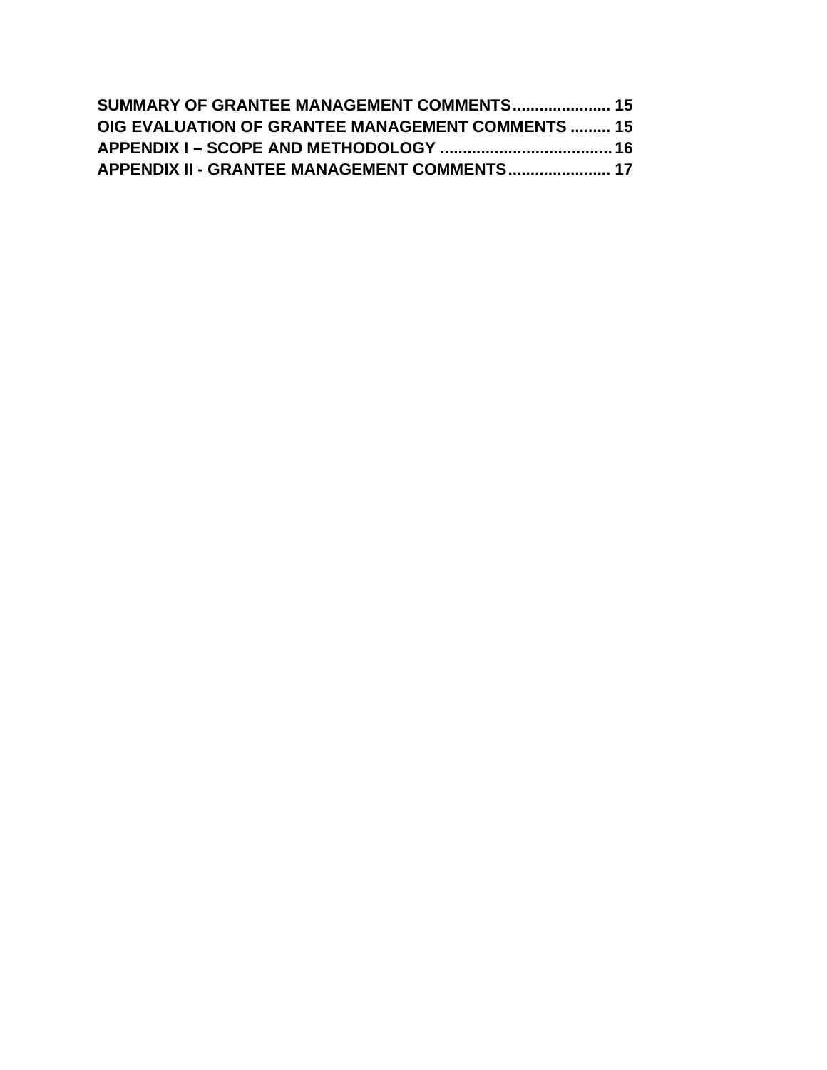**SUMMARY OF GRANTEE MANAGEMENT COMMENTS...................... 15**
**OIG EVALUATION OF GRANTEE MANAGEMENT COMMENTS ......... 15**
**APPENDIX I – SCOPE AND METHODOLOGY ...................................... 16**
**APPENDIX II - GRANTEE MANAGEMENT COMMENTS....................... 17**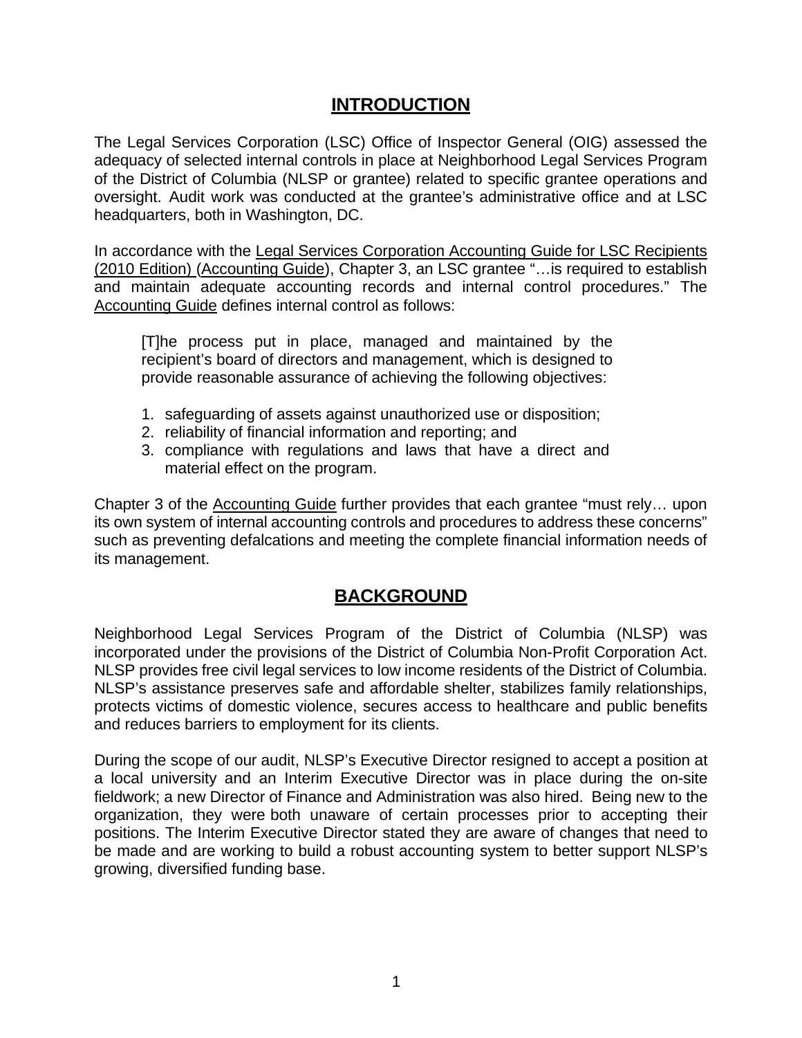## INTRODUCTION

The Legal Services Corporation (LSC) Office of Inspector General (OIG) assessed the adequacy of selected internal controls in place at Neighborhood Legal Services Program of the District of Columbia (NLSP or grantee) related to specific grantee operations and oversight. Audit work was conducted at the grantee's administrative office and at LSC headquarters, both in Washington, DC.

In accordance with the Legal Services Corporation Accounting Guide for LSC Recipients (2010 Edition) (Accounting Guide), Chapter 3, an LSC grantee "…is required to establish and maintain adequate accounting records and internal control procedures." The Accounting Guide defines internal control as follows:

> [T]he process put in place, managed and maintained by the recipient's board of directors and management, which is designed to provide reasonable assurance of achieving the following objectives:
>
> 1. safeguarding of assets against unauthorized use or disposition;
> 2. reliability of financial information and reporting; and
> 3. compliance with regulations and laws that have a direct and material effect on the program.

Chapter 3 of the Accounting Guide further provides that each grantee "must rely… upon its own system of internal accounting controls and procedures to address these concerns" such as preventing defalcations and meeting the complete financial information needs of its management.

## BACKGROUND

Neighborhood Legal Services Program of the District of Columbia (NLSP) was incorporated under the provisions of the District of Columbia Non-Profit Corporation Act. NLSP provides free civil legal services to low income residents of the District of Columbia. NLSP's assistance preserves safe and affordable shelter, stabilizes family relationships, protects victims of domestic violence, secures access to healthcare and public benefits and reduces barriers to employment for its clients.

During the scope of our audit, NLSP's Executive Director resigned to accept a position at a local university and an Interim Executive Director was in place during the on-site fieldwork; a new Director of Finance and Administration was also hired. Being new to the organization, they were both unaware of certain processes prior to accepting their positions. The Interim Executive Director stated they are aware of changes that need to be made and are working to build a robust accounting system to better support NLSP's growing, diversified funding base.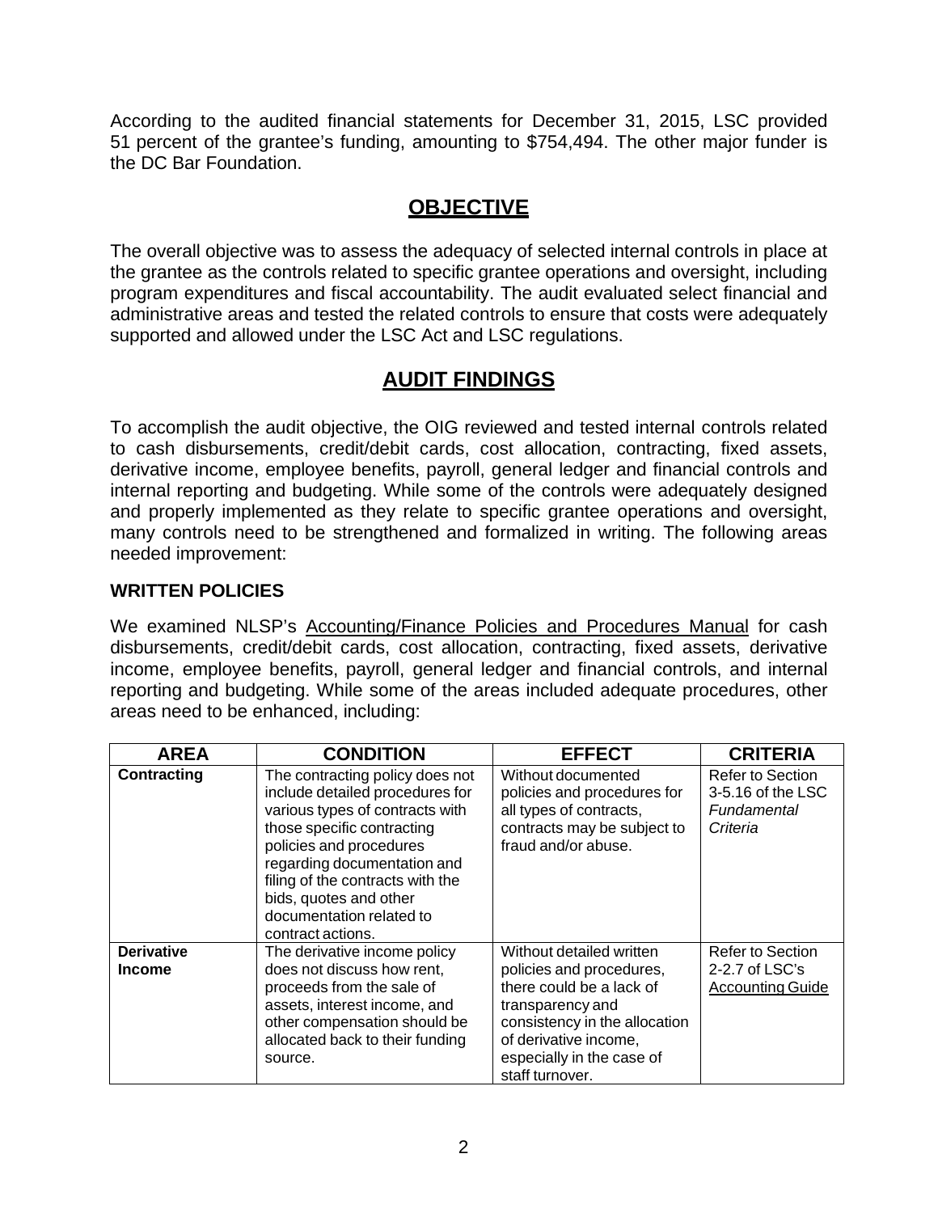According to the audited financial statements for December 31, 2015, LSC provided 51 percent of the grantee's funding, amounting to $754,494. The other major funder is the DC Bar Foundation.

## OBJECTIVE

The overall objective was to assess the adequacy of selected internal controls in place at the grantee as the controls related to specific grantee operations and oversight, including program expenditures and fiscal accountability. The audit evaluated select financial and administrative areas and tested the related controls to ensure that costs were adequately supported and allowed under the LSC Act and LSC regulations.

## AUDIT FINDINGS

To accomplish the audit objective, the OIG reviewed and tested internal controls related to cash disbursements, credit/debit cards, cost allocation, contracting, fixed assets, derivative income, employee benefits, payroll, general ledger and financial controls and internal reporting and budgeting. While some of the controls were adequately designed and properly implemented as they relate to specific grantee operations and oversight, many controls need to be strengthened and formalized in writing. The following areas needed improvement:

### WRITTEN POLICIES

We examined NLSP's Accounting/Finance Policies and Procedures Manual for cash disbursements, credit/debit cards, cost allocation, contracting, fixed assets, derivative income, employee benefits, payroll, general ledger and financial controls, and internal reporting and budgeting. While some of the areas included adequate procedures, other areas need to be enhanced, including:

| AREA | CONDITION | EFFECT | CRITERIA |
|---|---|---|---|
| **Contracting** | The contracting policy does not include detailed procedures for various types of contracts with those specific contracting policies and procedures regarding documentation and filing of the contracts with the bids, quotes and other documentation related to contract actions. | Without documented policies and procedures for all types of contracts, contracts may be subject to fraud and/or abuse. | Refer to Section 3-5.16 of the LSC *Fundamental Criteria* |
| **Derivative Income** | The derivative income policy does not discuss how rent, proceeds from the sale of assets, interest income, and other compensation should be allocated back to their funding source. | Without detailed written policies and procedures, there could be a lack of transparency and consistency in the allocation of derivative income, especially in the case of staff turnover. | Refer to Section 2-2.7 of LSC's Accounting Guide |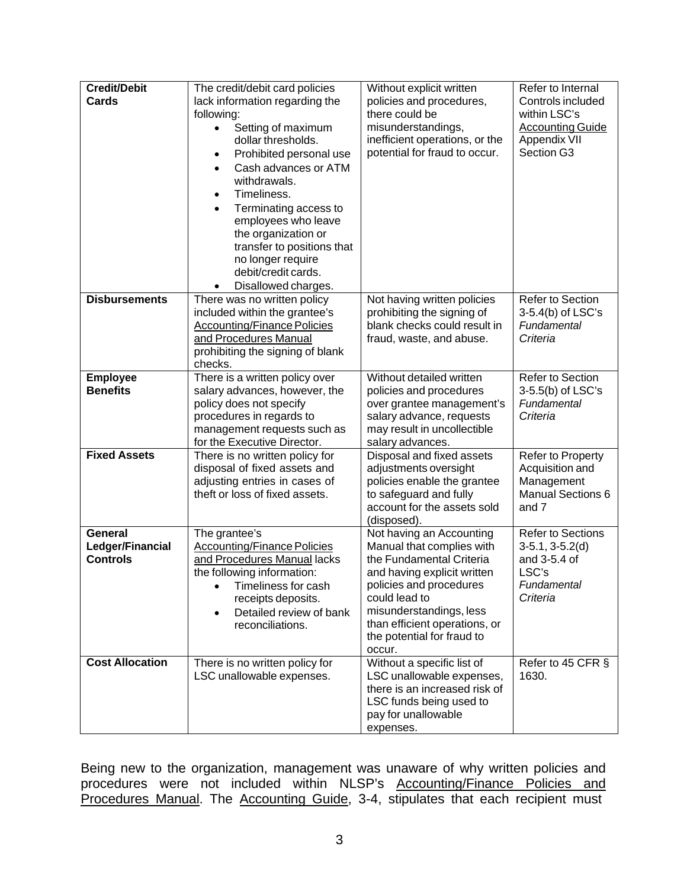| **Credit/Debit Cards** | The credit/debit card policies lack information regarding the following: <br>• Setting of maximum dollar thresholds. <br>• Prohibited personal use <br>• Cash advances or ATM withdrawals. <br>• Timeliness. <br>• Terminating access to employees who leave the organization or transfer to positions that no longer require debit/credit cards. <br>• Disallowed charges. | Without explicit written policies and procedures, there could be misunderstandings, inefficient operations, or the potential for fraud to occur. | Refer to Internal Controls included within LSC's <u>Accounting Guide</u> Appendix VII Section G3 |
|---|---|---|---|
| **Disbursements** | There was no written policy included within the grantee's <u>Accounting/Finance Policies and Procedures Manual</u> prohibiting the signing of blank checks. | Not having written policies prohibiting the signing of blank checks could result in fraud, waste, and abuse. | Refer to Section 3-5.4(b) of LSC's *Fundamental Criteria* |
| **Employee Benefits** | There is a written policy over salary advances, however, the policy does not specify procedures in regards to management requests such as for the Executive Director. | Without detailed written policies and procedures over grantee management's salary advance, requests may result in uncollectible salary advances. | Refer to Section 3-5.5(b) of LSC's *Fundamental Criteria* |
| **Fixed Assets** | There is no written policy for disposal of fixed assets and adjusting entries in cases of theft or loss of fixed assets. | Disposal and fixed assets adjustments oversight policies enable the grantee to safeguard and fully account for the assets sold (disposed). | Refer to Property Acquisition and Management Manual Sections 6 and 7 |
| **General Ledger/Financial Controls** | The grantee's <u>Accounting/Finance Policies and Procedures Manual</u> lacks the following information: <br>• Timeliness for cash receipts deposits. <br>• Detailed review of bank reconciliations. | Not having an Accounting Manual that complies with the Fundamental Criteria and having explicit written policies and procedures could lead to misunderstandings, less than efficient operations, or the potential for fraud to occur. | Refer to Sections 3-5.1, 3-5.2(d) and 3-5.4 of LSC's *Fundamental Criteria* |
| **Cost Allocation** | There is no written policy for LSC unallowable expenses. | Without a specific list of LSC unallowable expenses, there is an increased risk of LSC funds being used to pay for unallowable expenses. | Refer to 45 CFR § 1630. |

Being new to the organization, management was unaware of why written policies and procedures were not included within NLSP's <u>Accounting/Finance Policies and Procedures Manual</u>. The <u>Accounting Guide</u>, 3-4, stipulates that each recipient must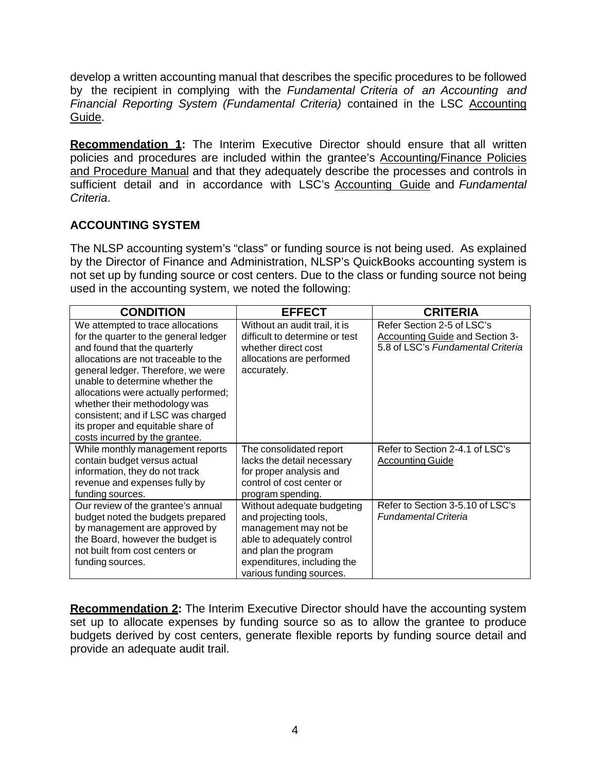develop a written accounting manual that describes the specific procedures to be followed by the recipient in complying with the *Fundamental Criteria of an Accounting and Financial Reporting System (Fundamental Criteria)* contained in the LSC Accounting Guide.

**Recommendation 1:** The Interim Executive Director should ensure that all written policies and procedures are included within the grantee's Accounting/Finance Policies and Procedure Manual and that they adequately describe the processes and controls in sufficient detail and in accordance with LSC's Accounting Guide and *Fundamental Criteria*.

## ACCOUNTING SYSTEM

The NLSP accounting system's "class" or funding source is not being used. As explained by the Director of Finance and Administration, NLSP's QuickBooks accounting system is not set up by funding source or cost centers. Due to the class or funding source not being used in the accounting system, we noted the following:

| CONDITION | EFFECT | CRITERIA |
|---|---|---|
| We attempted to trace allocations for the quarter to the general ledger and found that the quarterly allocations are not traceable to the general ledger. Therefore, we were unable to determine whether the allocations were actually performed; whether their methodology was consistent; and if LSC was charged its proper and equitable share of costs incurred by the grantee. | Without an audit trail, it is difficult to determine or test whether direct cost allocations are performed accurately. | Refer Section 2-5 of LSC's Accounting Guide and Section 3-5.8 of LSC's *Fundamental Criteria* |
| While monthly management reports contain budget versus actual information, they do not track revenue and expenses fully by funding sources. | The consolidated report lacks the detail necessary for proper analysis and control of cost center or program spending. | Refer to Section 2-4.1 of LSC's Accounting Guide |
| Our review of the grantee's annual budget noted the budgets prepared by management are approved by the Board, however the budget is not built from cost centers or funding sources. | Without adequate budgeting and projecting tools, management may not be able to adequately control and plan the program expenditures, including the various funding sources. | Refer to Section 3-5.10 of LSC's *Fundamental Criteria* |

**Recommendation 2:** The Interim Executive Director should have the accounting system set up to allocate expenses by funding source so as to allow the grantee to produce budgets derived by cost centers, generate flexible reports by funding source detail and provide an adequate audit trail.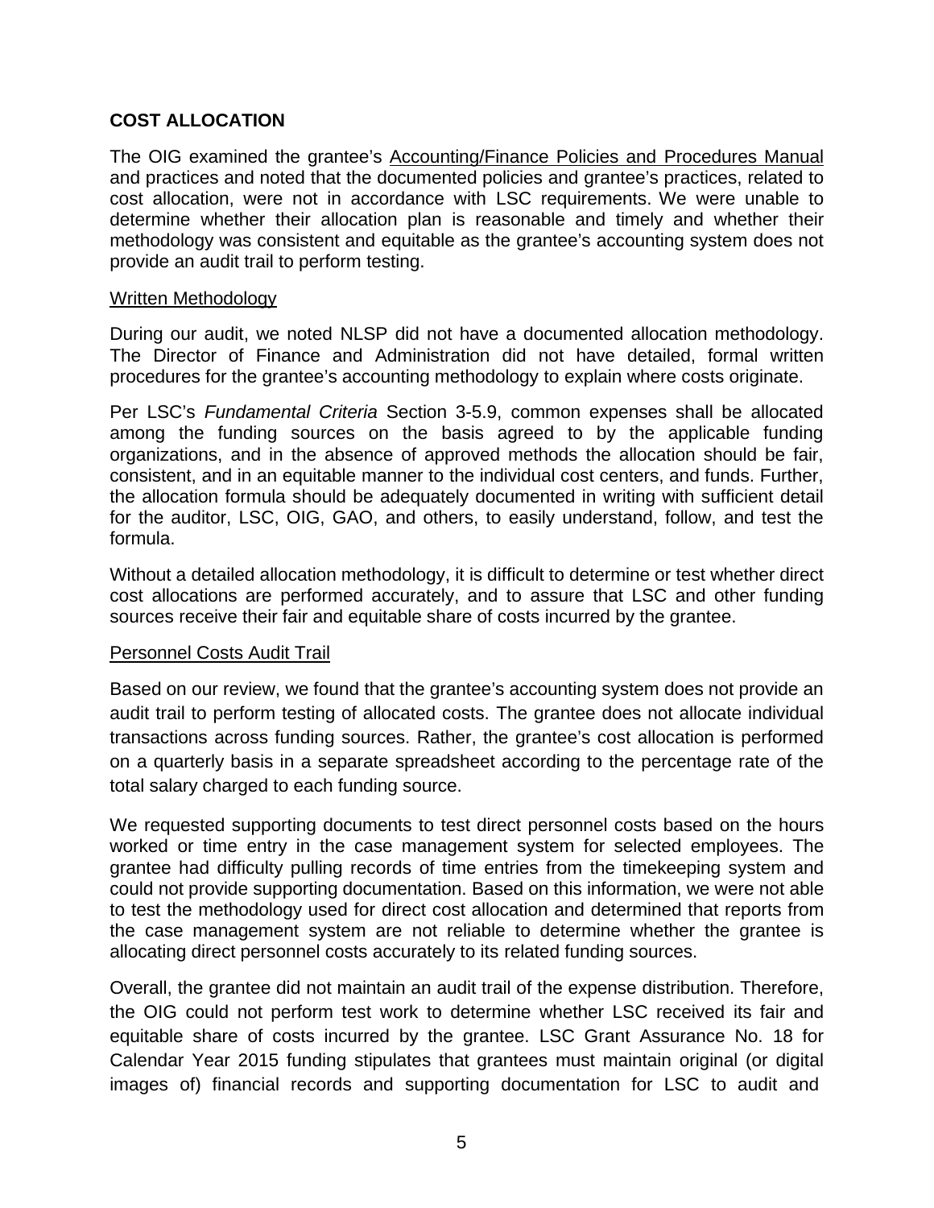## COST ALLOCATION

The OIG examined the grantee's Accounting/Finance Policies and Procedures Manual and practices and noted that the documented policies and grantee's practices, related to cost allocation, were not in accordance with LSC requirements. We were unable to determine whether their allocation plan is reasonable and timely and whether their methodology was consistent and equitable as the grantee's accounting system does not provide an audit trail to perform testing.

### Written Methodology

During our audit, we noted NLSP did not have a documented allocation methodology. The Director of Finance and Administration did not have detailed, formal written procedures for the grantee's accounting methodology to explain where costs originate.

Per LSC's *Fundamental Criteria* Section 3-5.9, common expenses shall be allocated among the funding sources on the basis agreed to by the applicable funding organizations, and in the absence of approved methods the allocation should be fair, consistent, and in an equitable manner to the individual cost centers, and funds. Further, the allocation formula should be adequately documented in writing with sufficient detail for the auditor, LSC, OIG, GAO, and others, to easily understand, follow, and test the formula.

Without a detailed allocation methodology, it is difficult to determine or test whether direct cost allocations are performed accurately, and to assure that LSC and other funding sources receive their fair and equitable share of costs incurred by the grantee.

### Personnel Costs Audit Trail

Based on our review, we found that the grantee's accounting system does not provide an audit trail to perform testing of allocated costs. The grantee does not allocate individual transactions across funding sources. Rather, the grantee's cost allocation is performed on a quarterly basis in a separate spreadsheet according to the percentage rate of the total salary charged to each funding source.

We requested supporting documents to test direct personnel costs based on the hours worked or time entry in the case management system for selected employees. The grantee had difficulty pulling records of time entries from the timekeeping system and could not provide supporting documentation. Based on this information, we were not able to test the methodology used for direct cost allocation and determined that reports from the case management system are not reliable to determine whether the grantee is allocating direct personnel costs accurately to its related funding sources.

Overall, the grantee did not maintain an audit trail of the expense distribution. Therefore, the OIG could not perform test work to determine whether LSC received its fair and equitable share of costs incurred by the grantee. LSC Grant Assurance No. 18 for Calendar Year 2015 funding stipulates that grantees must maintain original (or digital images of) financial records and supporting documentation for LSC to audit and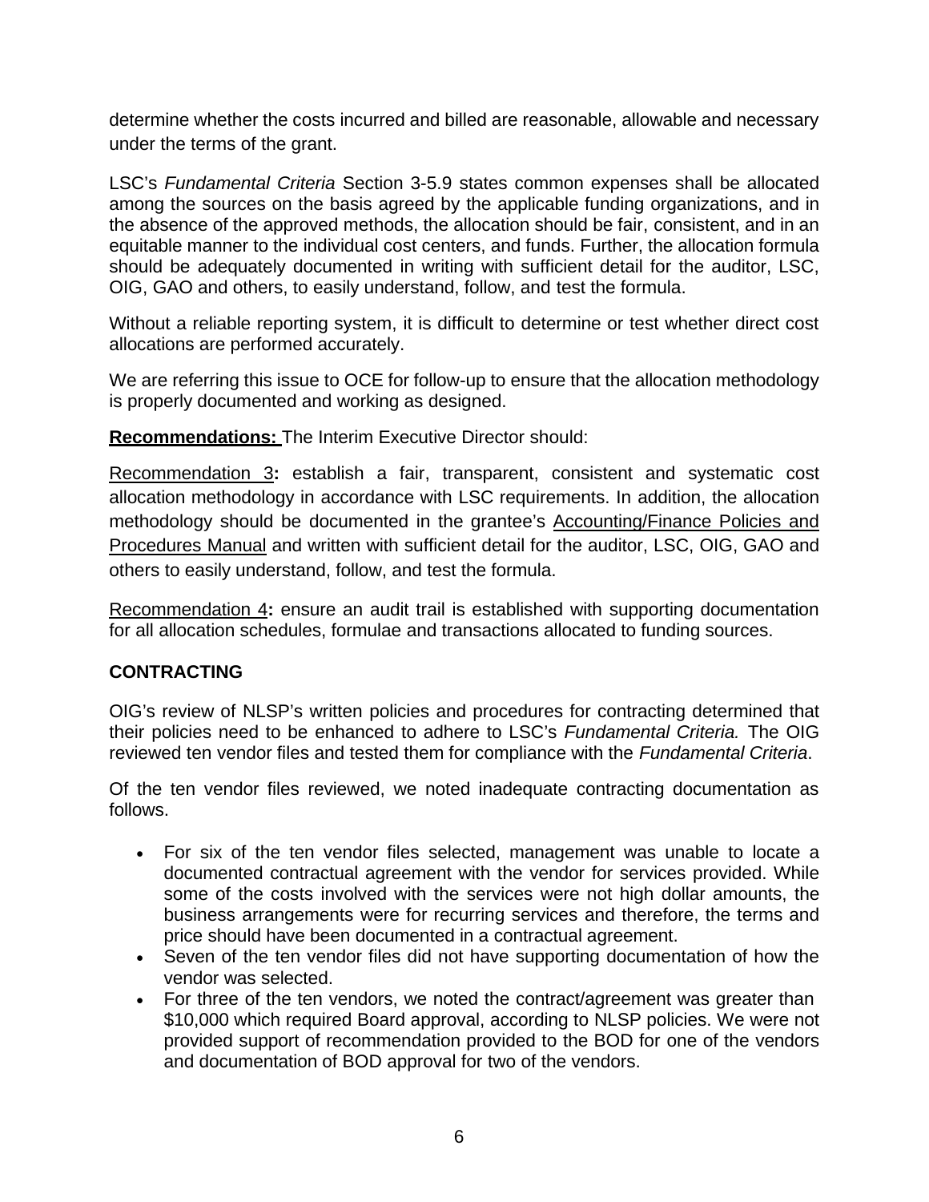determine whether the costs incurred and billed are reasonable, allowable and necessary under the terms of the grant.

LSC's *Fundamental Criteria* Section 3-5.9 states common expenses shall be allocated among the sources on the basis agreed by the applicable funding organizations, and in the absence of the approved methods, the allocation should be fair, consistent, and in an equitable manner to the individual cost centers, and funds. Further, the allocation formula should be adequately documented in writing with sufficient detail for the auditor, LSC, OIG, GAO and others, to easily understand, follow, and test the formula.

Without a reliable reporting system, it is difficult to determine or test whether direct cost allocations are performed accurately.

We are referring this issue to OCE for follow-up to ensure that the allocation methodology is properly documented and working as designed.

**Recommendations:** The Interim Executive Director should:

Recommendation 3**:** establish a fair, transparent, consistent and systematic cost allocation methodology in accordance with LSC requirements. In addition, the allocation methodology should be documented in the grantee's Accounting/Finance Policies and Procedures Manual and written with sufficient detail for the auditor, LSC, OIG, GAO and others to easily understand, follow, and test the formula.

Recommendation 4**:** ensure an audit trail is established with supporting documentation for all allocation schedules, formulae and transactions allocated to funding sources.

**CONTRACTING**

OIG's review of NLSP's written policies and procedures for contracting determined that their policies need to be enhanced to adhere to LSC's *Fundamental Criteria.* The OIG reviewed ten vendor files and tested them for compliance with the *Fundamental Criteria*.

Of the ten vendor files reviewed, we noted inadequate contracting documentation as follows.

- For six of the ten vendor files selected, management was unable to locate a documented contractual agreement with the vendor for services provided. While some of the costs involved with the services were not high dollar amounts, the business arrangements were for recurring services and therefore, the terms and price should have been documented in a contractual agreement.
- Seven of the ten vendor files did not have supporting documentation of how the vendor was selected.
- For three of the ten vendors, we noted the contract/agreement was greater than $10,000 which required Board approval, according to NLSP policies. We were not provided support of recommendation provided to the BOD for one of the vendors and documentation of BOD approval for two of the vendors.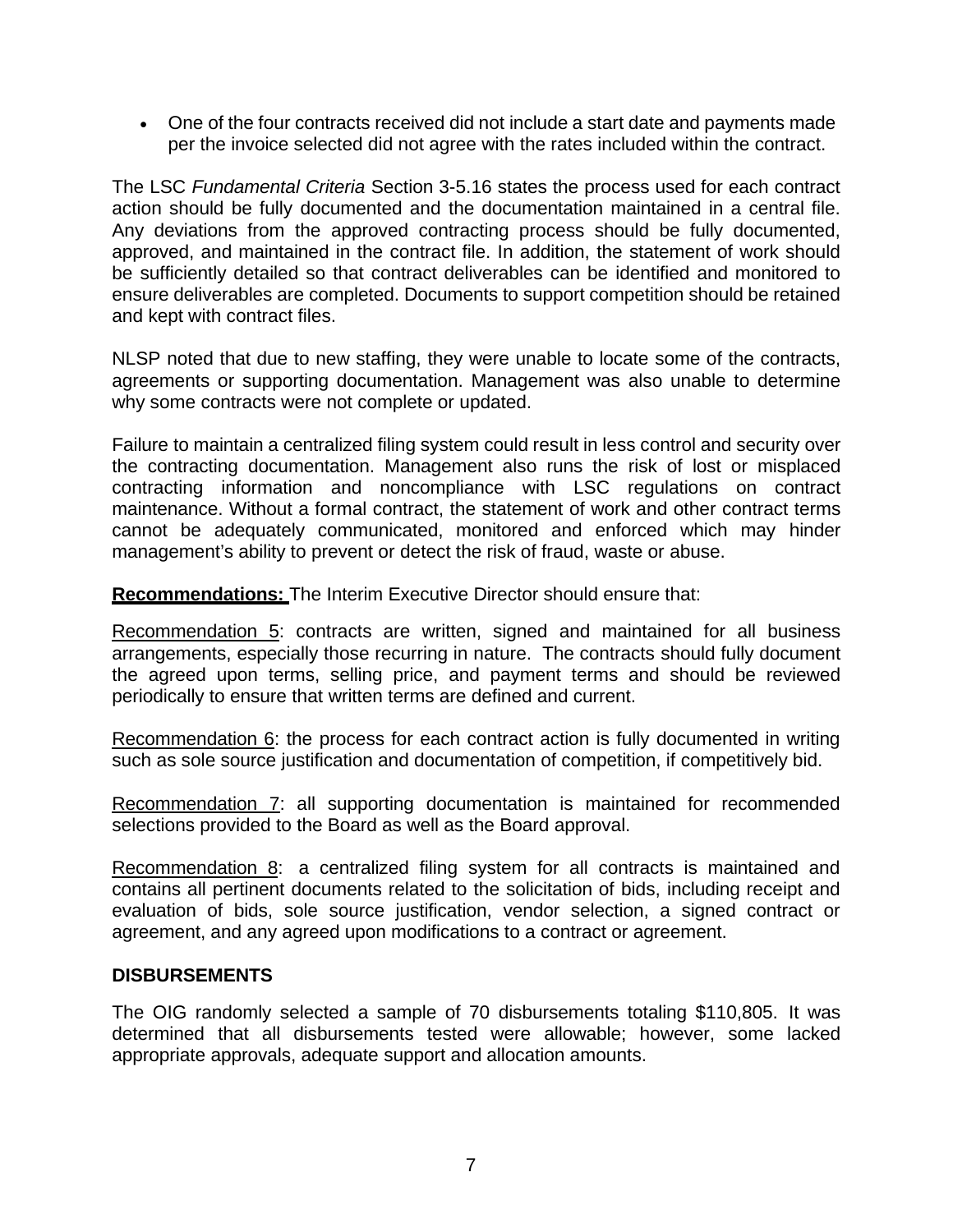- One of the four contracts received did not include a start date and payments made per the invoice selected did not agree with the rates included within the contract.

The LSC *Fundamental Criteria* Section 3-5.16 states the process used for each contract action should be fully documented and the documentation maintained in a central file. Any deviations from the approved contracting process should be fully documented, approved, and maintained in the contract file. In addition, the statement of work should be sufficiently detailed so that contract deliverables can be identified and monitored to ensure deliverables are completed. Documents to support competition should be retained and kept with contract files.

NLSP noted that due to new staffing, they were unable to locate some of the contracts, agreements or supporting documentation. Management was also unable to determine why some contracts were not complete or updated.

Failure to maintain a centralized filing system could result in less control and security over the contracting documentation. Management also runs the risk of lost or misplaced contracting information and noncompliance with LSC regulations on contract maintenance. Without a formal contract, the statement of work and other contract terms cannot be adequately communicated, monitored and enforced which may hinder management's ability to prevent or detect the risk of fraud, waste or abuse.

**Recommendations:** The Interim Executive Director should ensure that:

Recommendation 5: contracts are written, signed and maintained for all business arrangements, especially those recurring in nature. The contracts should fully document the agreed upon terms, selling price, and payment terms and should be reviewed periodically to ensure that written terms are defined and current.

Recommendation 6: the process for each contract action is fully documented in writing such as sole source justification and documentation of competition, if competitively bid.

Recommendation 7: all supporting documentation is maintained for recommended selections provided to the Board as well as the Board approval.

Recommendation 8: a centralized filing system for all contracts is maintained and contains all pertinent documents related to the solicitation of bids, including receipt and evaluation of bids, sole source justification, vendor selection, a signed contract or agreement, and any agreed upon modifications to a contract or agreement.

### DISBURSEMENTS

The OIG randomly selected a sample of 70 disbursements totaling $110,805. It was determined that all disbursements tested were allowable; however, some lacked appropriate approvals, adequate support and allocation amounts.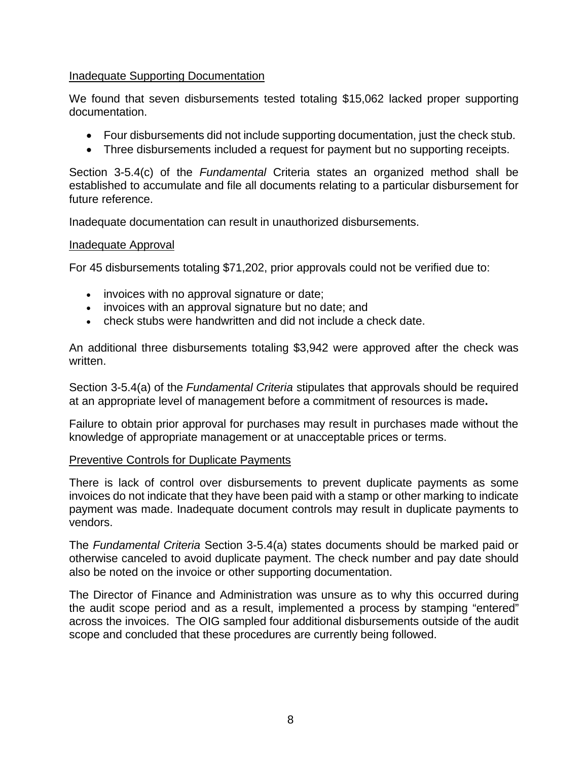Inadequate Supporting Documentation

We found that seven disbursements tested totaling $15,062 lacked proper supporting documentation.

- Four disbursements did not include supporting documentation, just the check stub.
- Three disbursements included a request for payment but no supporting receipts.

Section 3-5.4(c) of the *Fundamental* Criteria states an organized method shall be established to accumulate and file all documents relating to a particular disbursement for future reference.

Inadequate documentation can result in unauthorized disbursements.

Inadequate Approval

For 45 disbursements totaling $71,202, prior approvals could not be verified due to:

- invoices with no approval signature or date;
- invoices with an approval signature but no date; and
- check stubs were handwritten and did not include a check date.

An additional three disbursements totaling $3,942 were approved after the check was written.

Section 3-5.4(a) of the *Fundamental Criteria* stipulates that approvals should be required at an appropriate level of management before a commitment of resources is made**.**

Failure to obtain prior approval for purchases may result in purchases made without the knowledge of appropriate management or at unacceptable prices or terms.

Preventive Controls for Duplicate Payments

There is lack of control over disbursements to prevent duplicate payments as some invoices do not indicate that they have been paid with a stamp or other marking to indicate payment was made. Inadequate document controls may result in duplicate payments to vendors.

The *Fundamental Criteria* Section 3-5.4(a) states documents should be marked paid or otherwise canceled to avoid duplicate payment. The check number and pay date should also be noted on the invoice or other supporting documentation.

The Director of Finance and Administration was unsure as to why this occurred during the audit scope period and as a result, implemented a process by stamping "entered" across the invoices. The OIG sampled four additional disbursements outside of the audit scope and concluded that these procedures are currently being followed.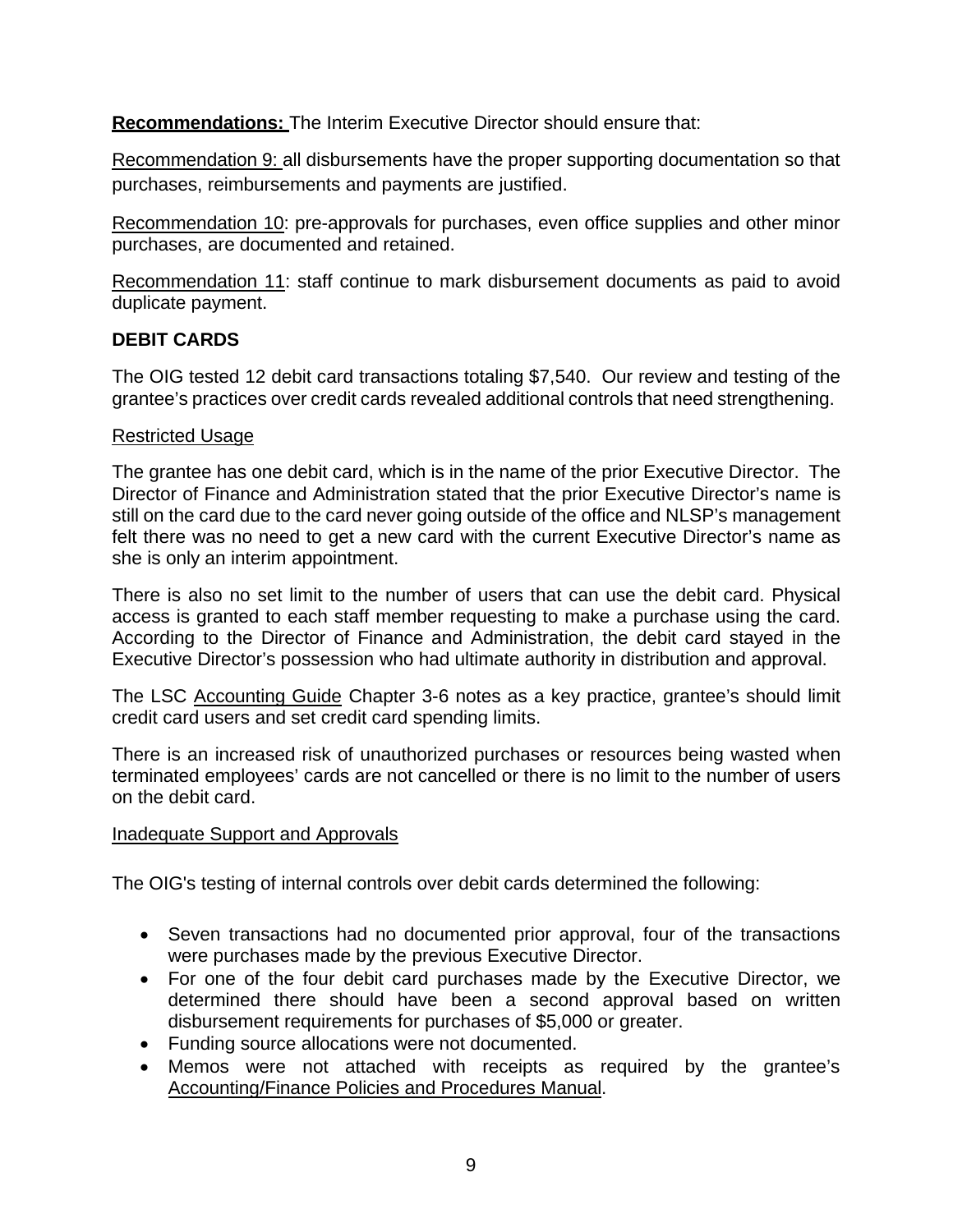**Recommendations:** The Interim Executive Director should ensure that:

Recommendation 9: all disbursements have the proper supporting documentation so that purchases, reimbursements and payments are justified.

Recommendation 10: pre-approvals for purchases, even office supplies and other minor purchases, are documented and retained.

Recommendation 11: staff continue to mark disbursement documents as paid to avoid duplicate payment.

**DEBIT CARDS**

The OIG tested 12 debit card transactions totaling $7,540. Our review and testing of the grantee's practices over credit cards revealed additional controls that need strengthening.

Restricted Usage

The grantee has one debit card, which is in the name of the prior Executive Director. The Director of Finance and Administration stated that the prior Executive Director's name is still on the card due to the card never going outside of the office and NLSP's management felt there was no need to get a new card with the current Executive Director's name as she is only an interim appointment.

There is also no set limit to the number of users that can use the debit card. Physical access is granted to each staff member requesting to make a purchase using the card. According to the Director of Finance and Administration, the debit card stayed in the Executive Director's possession who had ultimate authority in distribution and approval.

The LSC Accounting Guide Chapter 3-6 notes as a key practice, grantee's should limit credit card users and set credit card spending limits.

There is an increased risk of unauthorized purchases or resources being wasted when terminated employees' cards are not cancelled or there is no limit to the number of users on the debit card.

Inadequate Support and Approvals

The OIG's testing of internal controls over debit cards determined the following:

- Seven transactions had no documented prior approval, four of the transactions were purchases made by the previous Executive Director.
- For one of the four debit card purchases made by the Executive Director, we determined there should have been a second approval based on written disbursement requirements for purchases of $5,000 or greater.
- Funding source allocations were not documented.
- Memos were not attached with receipts as required by the grantee's Accounting/Finance Policies and Procedures Manual.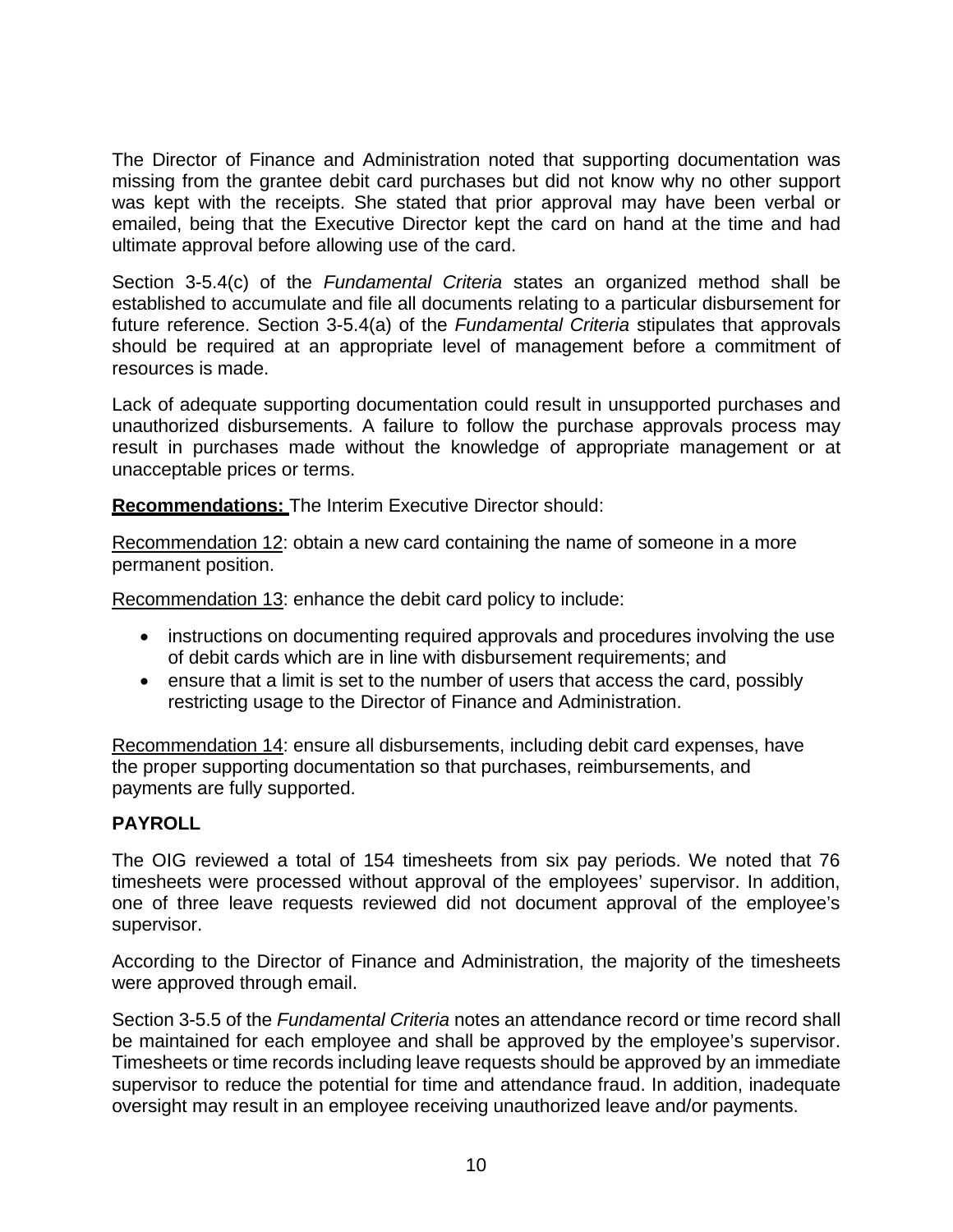The Director of Finance and Administration noted that supporting documentation was missing from the grantee debit card purchases but did not know why no other support was kept with the receipts. She stated that prior approval may have been verbal or emailed, being that the Executive Director kept the card on hand at the time and had ultimate approval before allowing use of the card.

Section 3-5.4(c) of the *Fundamental Criteria* states an organized method shall be established to accumulate and file all documents relating to a particular disbursement for future reference. Section 3-5.4(a) of the *Fundamental Criteria* stipulates that approvals should be required at an appropriate level of management before a commitment of resources is made.

Lack of adequate supporting documentation could result in unsupported purchases and unauthorized disbursements. A failure to follow the purchase approvals process may result in purchases made without the knowledge of appropriate management or at unacceptable prices or terms.

**Recommendations:** The Interim Executive Director should:

Recommendation 12: obtain a new card containing the name of someone in a more permanent position.

Recommendation 13: enhance the debit card policy to include:

- instructions on documenting required approvals and procedures involving the use of debit cards which are in line with disbursement requirements; and
- ensure that a limit is set to the number of users that access the card, possibly restricting usage to the Director of Finance and Administration.

Recommendation 14: ensure all disbursements, including debit card expenses, have the proper supporting documentation so that purchases, reimbursements, and payments are fully supported.

## PAYROLL

The OIG reviewed a total of 154 timesheets from six pay periods. We noted that 76 timesheets were processed without approval of the employees' supervisor. In addition, one of three leave requests reviewed did not document approval of the employee's supervisor.

According to the Director of Finance and Administration, the majority of the timesheets were approved through email.

Section 3-5.5 of the *Fundamental Criteria* notes an attendance record or time record shall be maintained for each employee and shall be approved by the employee's supervisor. Timesheets or time records including leave requests should be approved by an immediate supervisor to reduce the potential for time and attendance fraud. In addition, inadequate oversight may result in an employee receiving unauthorized leave and/or payments.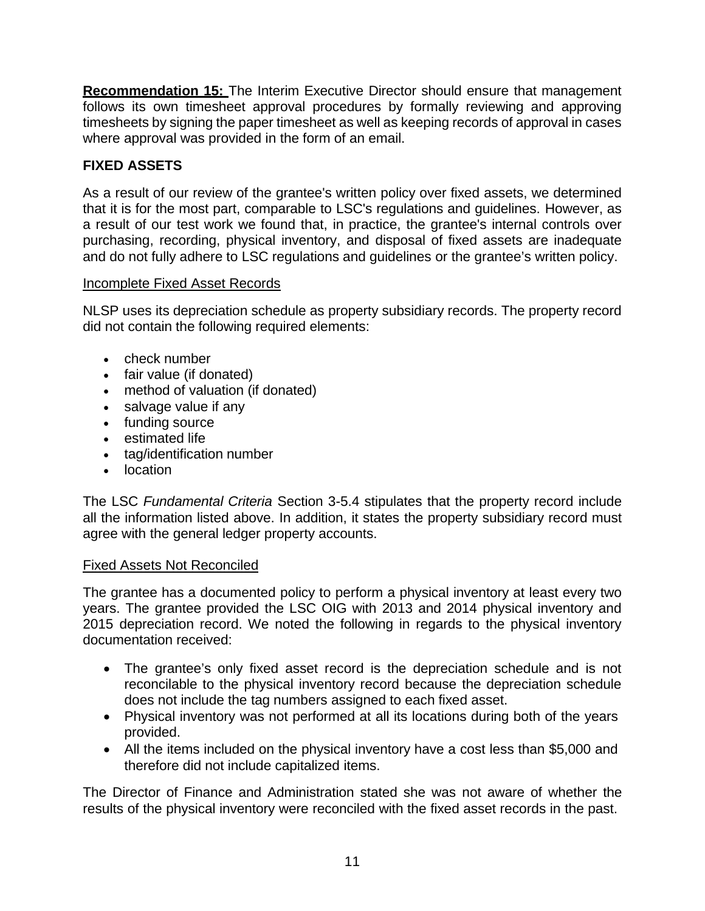**Recommendation 15:** The Interim Executive Director should ensure that management follows its own timesheet approval procedures by formally reviewing and approving timesheets by signing the paper timesheet as well as keeping records of approval in cases where approval was provided in the form of an email.

## FIXED ASSETS

As a result of our review of the grantee's written policy over fixed assets, we determined that it is for the most part, comparable to LSC's regulations and guidelines. However, as a result of our test work we found that, in practice, the grantee's internal controls over purchasing, recording, physical inventory, and disposal of fixed assets are inadequate and do not fully adhere to LSC regulations and guidelines or the grantee's written policy.

### Incomplete Fixed Asset Records

NLSP uses its depreciation schedule as property subsidiary records. The property record did not contain the following required elements:

- check number
- fair value (if donated)
- method of valuation (if donated)
- salvage value if any
- funding source
- estimated life
- tag/identification number
- location

The LSC *Fundamental Criteria* Section 3-5.4 stipulates that the property record include all the information listed above. In addition, it states the property subsidiary record must agree with the general ledger property accounts.

### Fixed Assets Not Reconciled

The grantee has a documented policy to perform a physical inventory at least every two years. The grantee provided the LSC OIG with 2013 and 2014 physical inventory and 2015 depreciation record. We noted the following in regards to the physical inventory documentation received:

- The grantee's only fixed asset record is the depreciation schedule and is not reconcilable to the physical inventory record because the depreciation schedule does not include the tag numbers assigned to each fixed asset.
- Physical inventory was not performed at all its locations during both of the years provided.
- All the items included on the physical inventory have a cost less than $5,000 and therefore did not include capitalized items.

The Director of Finance and Administration stated she was not aware of whether the results of the physical inventory were reconciled with the fixed asset records in the past.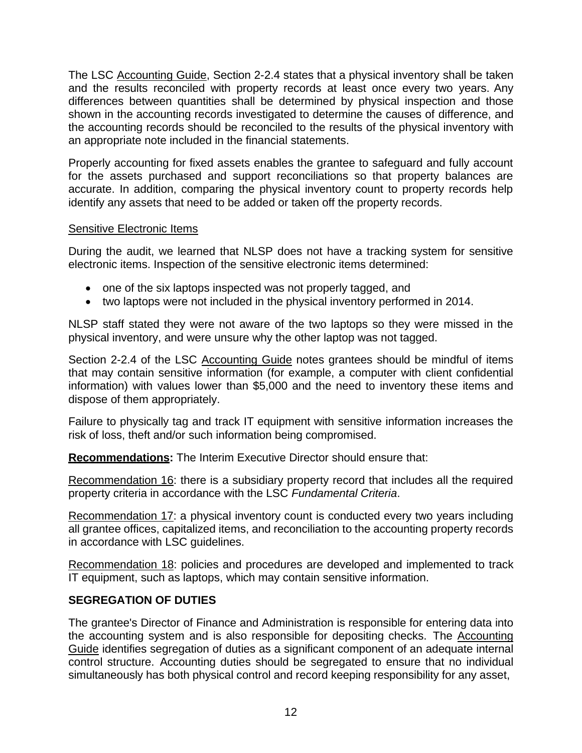The LSC Accounting Guide, Section 2-2.4 states that a physical inventory shall be taken and the results reconciled with property records at least once every two years. Any differences between quantities shall be determined by physical inspection and those shown in the accounting records investigated to determine the causes of difference, and the accounting records should be reconciled to the results of the physical inventory with an appropriate note included in the financial statements.

Properly accounting for fixed assets enables the grantee to safeguard and fully account for the assets purchased and support reconciliations so that property balances are accurate. In addition, comparing the physical inventory count to property records help identify any assets that need to be added or taken off the property records.

Sensitive Electronic Items

During the audit, we learned that NLSP does not have a tracking system for sensitive electronic items. Inspection of the sensitive electronic items determined:

- one of the six laptops inspected was not properly tagged, and
- two laptops were not included in the physical inventory performed in 2014.

NLSP staff stated they were not aware of the two laptops so they were missed in the physical inventory, and were unsure why the other laptop was not tagged.

Section 2-2.4 of the LSC Accounting Guide notes grantees should be mindful of items that may contain sensitive information (for example, a computer with client confidential information) with values lower than $5,000 and the need to inventory these items and dispose of them appropriately.

Failure to physically tag and track IT equipment with sensitive information increases the risk of loss, theft and/or such information being compromised.

**Recommendations:** The Interim Executive Director should ensure that:

Recommendation 16: there is a subsidiary property record that includes all the required property criteria in accordance with the LSC *Fundamental Criteria*.

Recommendation 17: a physical inventory count is conducted every two years including all grantee offices, capitalized items, and reconciliation to the accounting property records in accordance with LSC guidelines.

Recommendation 18: policies and procedures are developed and implemented to track IT equipment, such as laptops, which may contain sensitive information.

**SEGREGATION OF DUTIES**

The grantee's Director of Finance and Administration is responsible for entering data into the accounting system and is also responsible for depositing checks. The Accounting Guide identifies segregation of duties as a significant component of an adequate internal control structure. Accounting duties should be segregated to ensure that no individual simultaneously has both physical control and record keeping responsibility for any asset,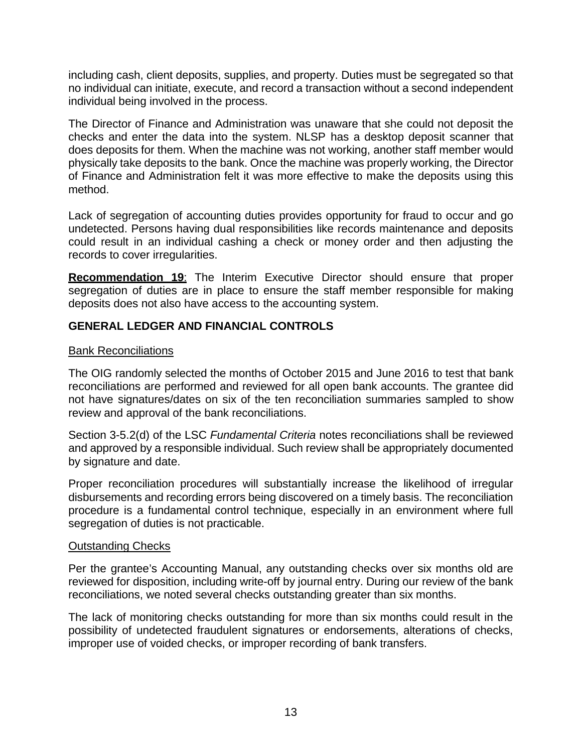including cash, client deposits, supplies, and property. Duties must be segregated so that no individual can initiate, execute, and record a transaction without a second independent individual being involved in the process.

The Director of Finance and Administration was unaware that she could not deposit the checks and enter the data into the system. NLSP has a desktop deposit scanner that does deposits for them. When the machine was not working, another staff member would physically take deposits to the bank. Once the machine was properly working, the Director of Finance and Administration felt it was more effective to make the deposits using this method.

Lack of segregation of accounting duties provides opportunity for fraud to occur and go undetected. Persons having dual responsibilities like records maintenance and deposits could result in an individual cashing a check or money order and then adjusting the records to cover irregularities.

**Recommendation 19**: The Interim Executive Director should ensure that proper segregation of duties are in place to ensure the staff member responsible for making deposits does not also have access to the accounting system.

## GENERAL LEDGER AND FINANCIAL CONTROLS

### Bank Reconciliations

The OIG randomly selected the months of October 2015 and June 2016 to test that bank reconciliations are performed and reviewed for all open bank accounts. The grantee did not have signatures/dates on six of the ten reconciliation summaries sampled to show review and approval of the bank reconciliations.

Section 3-5.2(d) of the LSC *Fundamental Criteria* notes reconciliations shall be reviewed and approved by a responsible individual. Such review shall be appropriately documented by signature and date.

Proper reconciliation procedures will substantially increase the likelihood of irregular disbursements and recording errors being discovered on a timely basis. The reconciliation procedure is a fundamental control technique, especially in an environment where full segregation of duties is not practicable.

### Outstanding Checks

Per the grantee's Accounting Manual, any outstanding checks over six months old are reviewed for disposition, including write-off by journal entry. During our review of the bank reconciliations, we noted several checks outstanding greater than six months.

The lack of monitoring checks outstanding for more than six months could result in the possibility of undetected fraudulent signatures or endorsements, alterations of checks, improper use of voided checks, or improper recording of bank transfers.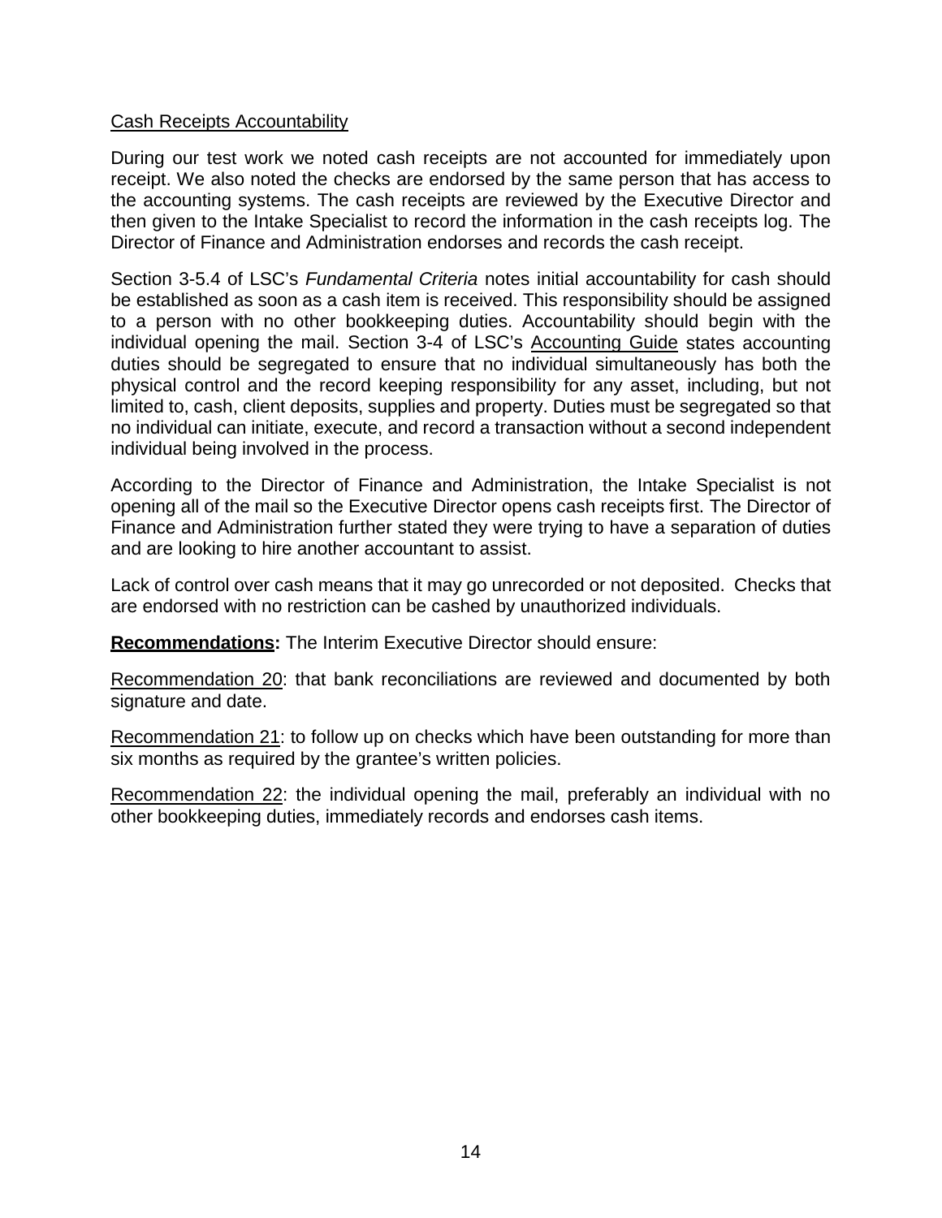Cash Receipts Accountability

During our test work we noted cash receipts are not accounted for immediately upon receipt. We also noted the checks are endorsed by the same person that has access to the accounting systems. The cash receipts are reviewed by the Executive Director and then given to the Intake Specialist to record the information in the cash receipts log. The Director of Finance and Administration endorses and records the cash receipt.

Section 3-5.4 of LSC's *Fundamental Criteria* notes initial accountability for cash should be established as soon as a cash item is received. This responsibility should be assigned to a person with no other bookkeeping duties. Accountability should begin with the individual opening the mail. Section 3-4 of LSC's Accounting Guide states accounting duties should be segregated to ensure that no individual simultaneously has both the physical control and the record keeping responsibility for any asset, including, but not limited to, cash, client deposits, supplies and property. Duties must be segregated so that no individual can initiate, execute, and record a transaction without a second independent individual being involved in the process.

According to the Director of Finance and Administration, the Intake Specialist is not opening all of the mail so the Executive Director opens cash receipts first. The Director of Finance and Administration further stated they were trying to have a separation of duties and are looking to hire another accountant to assist.

Lack of control over cash means that it may go unrecorded or not deposited. Checks that are endorsed with no restriction can be cashed by unauthorized individuals.

**Recommendations:** The Interim Executive Director should ensure:

Recommendation 20: that bank reconciliations are reviewed and documented by both signature and date.

Recommendation 21: to follow up on checks which have been outstanding for more than six months as required by the grantee's written policies.

Recommendation 22: the individual opening the mail, preferably an individual with no other bookkeeping duties, immediately records and endorses cash items.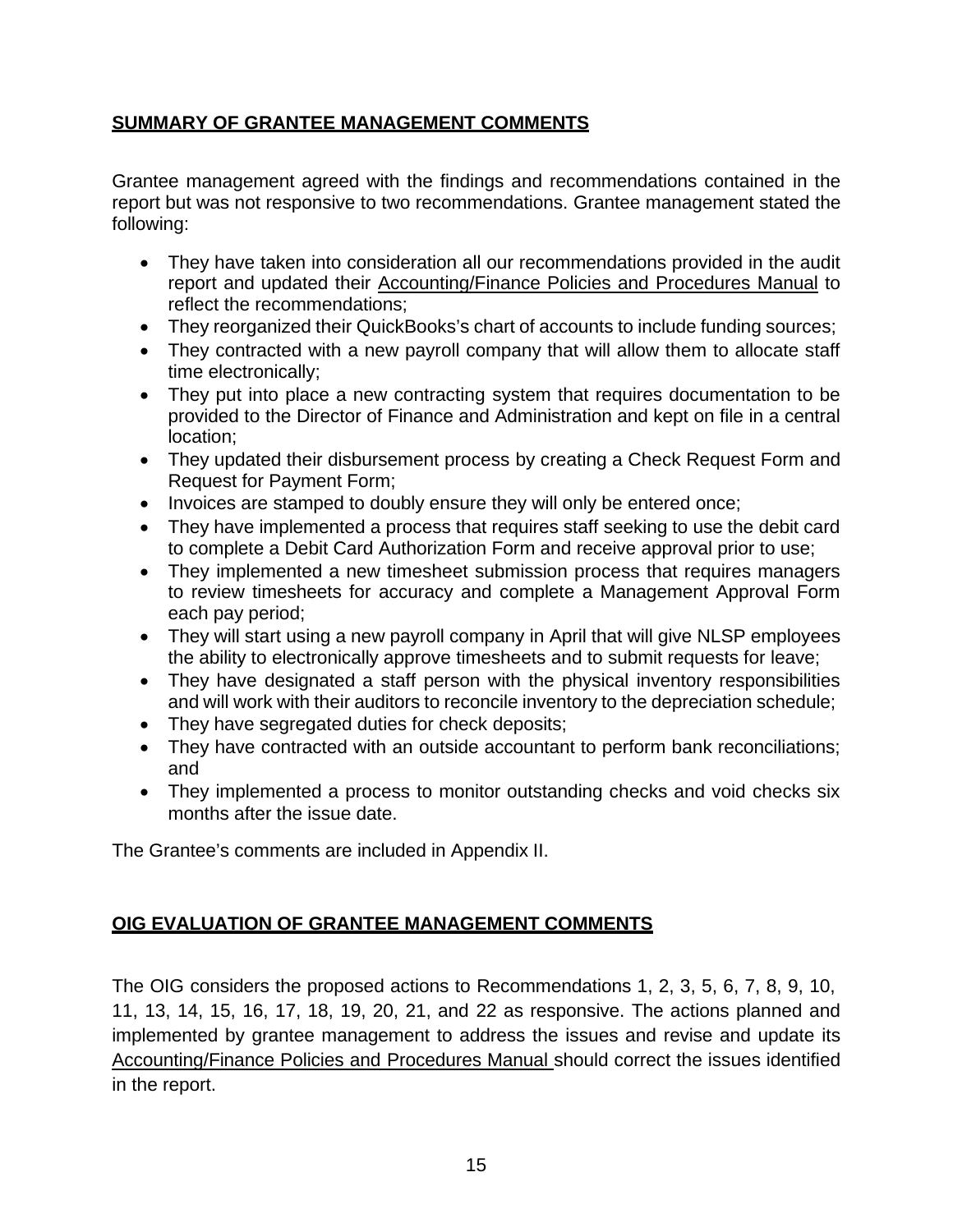## SUMMARY OF GRANTEE MANAGEMENT COMMENTS

Grantee management agreed with the findings and recommendations contained in the report but was not responsive to two recommendations. Grantee management stated the following:

- They have taken into consideration all our recommendations provided in the audit report and updated their Accounting/Finance Policies and Procedures Manual to reflect the recommendations;
- They reorganized their QuickBooks's chart of accounts to include funding sources;
- They contracted with a new payroll company that will allow them to allocate staff time electronically;
- They put into place a new contracting system that requires documentation to be provided to the Director of Finance and Administration and kept on file in a central location;
- They updated their disbursement process by creating a Check Request Form and Request for Payment Form;
- Invoices are stamped to doubly ensure they will only be entered once;
- They have implemented a process that requires staff seeking to use the debit card to complete a Debit Card Authorization Form and receive approval prior to use;
- They implemented a new timesheet submission process that requires managers to review timesheets for accuracy and complete a Management Approval Form each pay period;
- They will start using a new payroll company in April that will give NLSP employees the ability to electronically approve timesheets and to submit requests for leave;
- They have designated a staff person with the physical inventory responsibilities and will work with their auditors to reconcile inventory to the depreciation schedule;
- They have segregated duties for check deposits;
- They have contracted with an outside accountant to perform bank reconciliations; and
- They implemented a process to monitor outstanding checks and void checks six months after the issue date.

The Grantee's comments are included in Appendix II.

## OIG EVALUATION OF GRANTEE MANAGEMENT COMMENTS

The OIG considers the proposed actions to Recommendations 1, 2, 3, 5, 6, 7, 8, 9, 10, 11, 13, 14, 15, 16, 17, 18, 19, 20, 21, and 22 as responsive. The actions planned and implemented by grantee management to address the issues and revise and update its Accounting/Finance Policies and Procedures Manual should correct the issues identified in the report.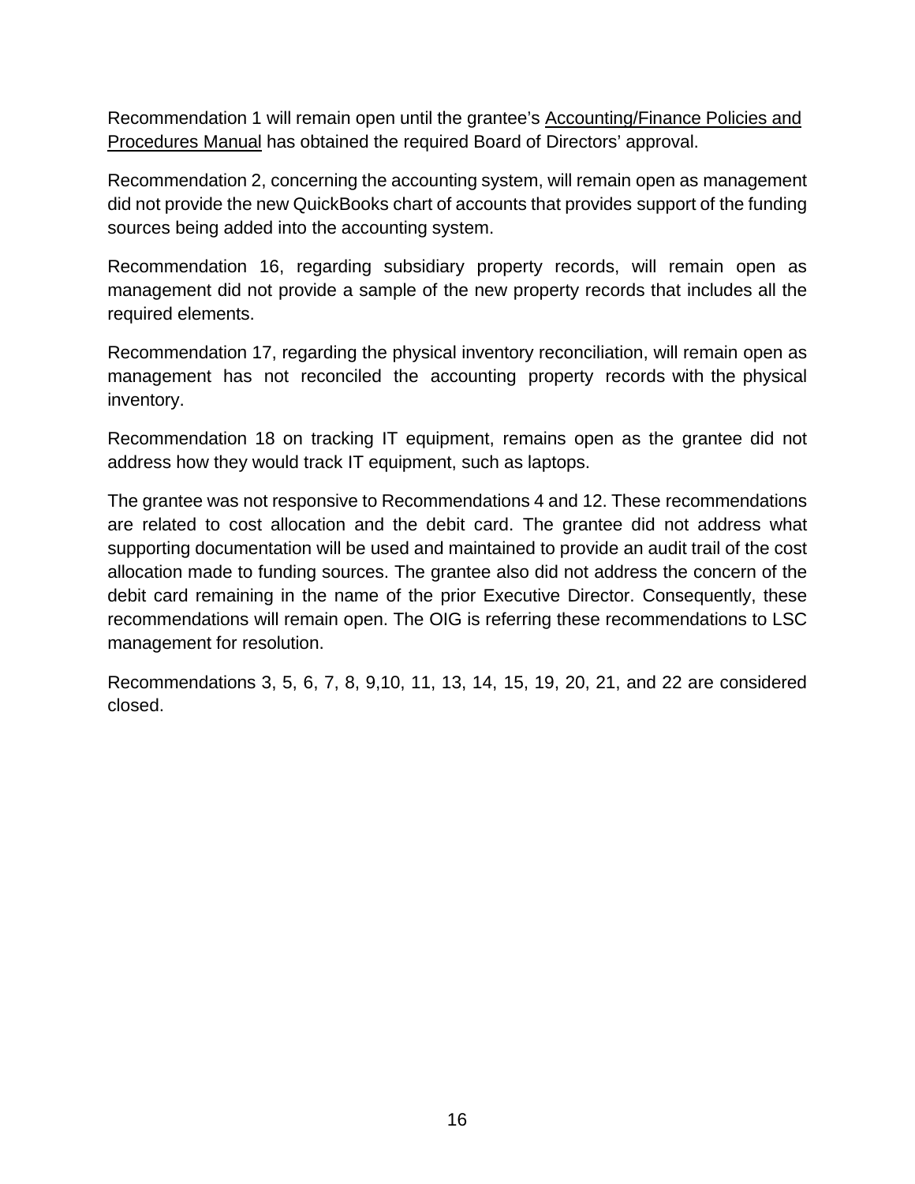Recommendation 1 will remain open until the grantee's Accounting/Finance Policies and Procedures Manual has obtained the required Board of Directors' approval.

Recommendation 2, concerning the accounting system, will remain open as management did not provide the new QuickBooks chart of accounts that provides support of the funding sources being added into the accounting system.

Recommendation 16, regarding subsidiary property records, will remain open as management did not provide a sample of the new property records that includes all the required elements.

Recommendation 17, regarding the physical inventory reconciliation, will remain open as management has not reconciled the accounting property records with the physical inventory.

Recommendation 18 on tracking IT equipment, remains open as the grantee did not address how they would track IT equipment, such as laptops.

The grantee was not responsive to Recommendations 4 and 12. These recommendations are related to cost allocation and the debit card. The grantee did not address what supporting documentation will be used and maintained to provide an audit trail of the cost allocation made to funding sources. The grantee also did not address the concern of the debit card remaining in the name of the prior Executive Director. Consequently, these recommendations will remain open. The OIG is referring these recommendations to LSC management for resolution.

Recommendations 3, 5, 6, 7, 8, 9,10, 11, 13, 14, 15, 19, 20, 21, and 22 are considered closed.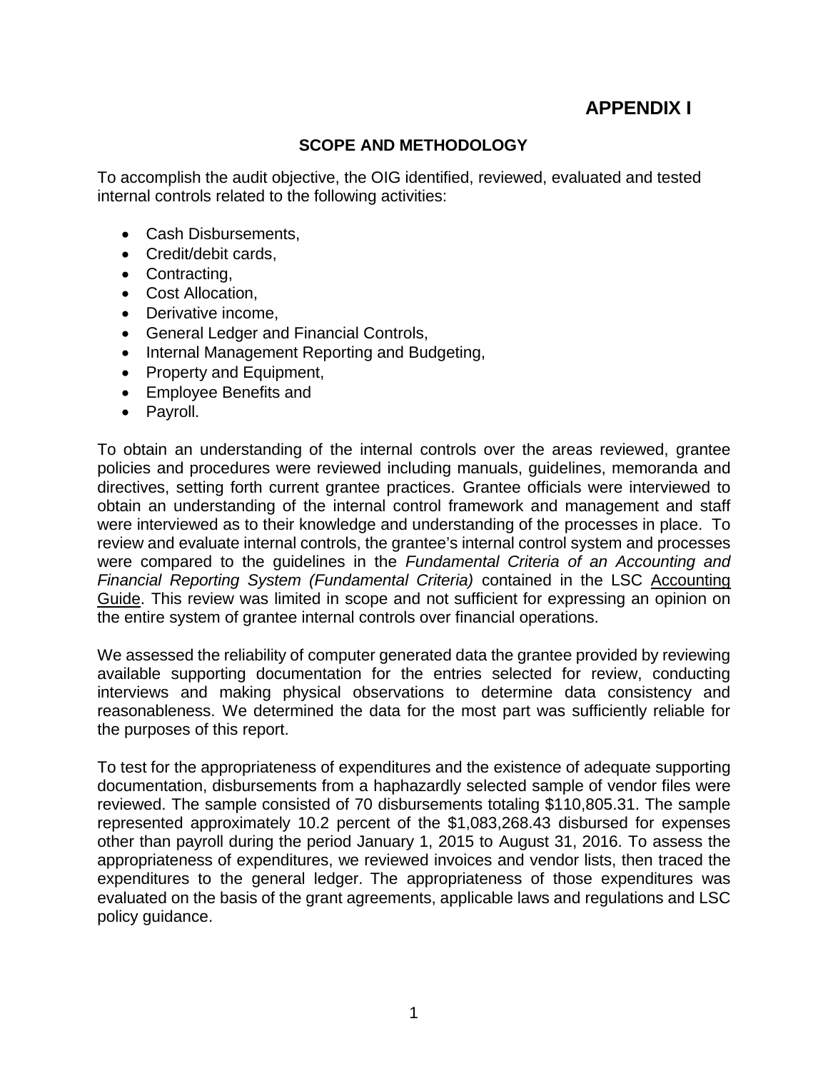# APPENDIX I

## SCOPE AND METHODOLOGY

To accomplish the audit objective, the OIG identified, reviewed, evaluated and tested internal controls related to the following activities:

- Cash Disbursements,
- Credit/debit cards,
- Contracting,
- Cost Allocation,
- Derivative income,
- General Ledger and Financial Controls,
- Internal Management Reporting and Budgeting,
- Property and Equipment,
- Employee Benefits and
- Payroll.

To obtain an understanding of the internal controls over the areas reviewed, grantee policies and procedures were reviewed including manuals, guidelines, memoranda and directives, setting forth current grantee practices. Grantee officials were interviewed to obtain an understanding of the internal control framework and management and staff were interviewed as to their knowledge and understanding of the processes in place. To review and evaluate internal controls, the grantee's internal control system and processes were compared to the guidelines in the *Fundamental Criteria of an Accounting and Financial Reporting System (Fundamental Criteria)* contained in the LSC Accounting Guide. This review was limited in scope and not sufficient for expressing an opinion on the entire system of grantee internal controls over financial operations.

We assessed the reliability of computer generated data the grantee provided by reviewing available supporting documentation for the entries selected for review, conducting interviews and making physical observations to determine data consistency and reasonableness. We determined the data for the most part was sufficiently reliable for the purposes of this report.

To test for the appropriateness of expenditures and the existence of adequate supporting documentation, disbursements from a haphazardly selected sample of vendor files were reviewed. The sample consisted of 70 disbursements totaling $110,805.31. The sample represented approximately 10.2 percent of the $1,083,268.43 disbursed for expenses other than payroll during the period January 1, 2015 to August 31, 2016. To assess the appropriateness of expenditures, we reviewed invoices and vendor lists, then traced the expenditures to the general ledger. The appropriateness of those expenditures was evaluated on the basis of the grant agreements, applicable laws and regulations and LSC policy guidance.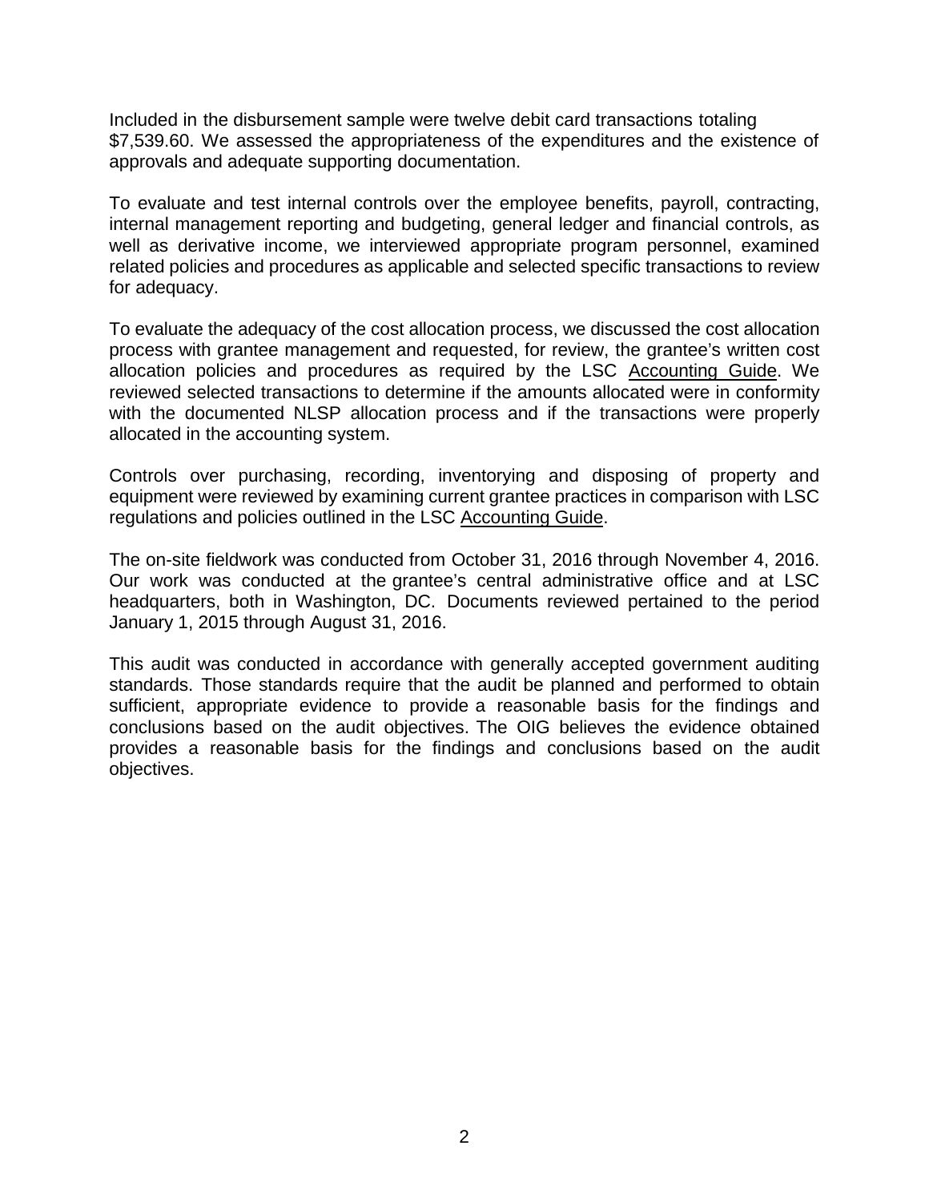Included in the disbursement sample were twelve debit card transactions totaling $7,539.60. We assessed the appropriateness of the expenditures and the existence of approvals and adequate supporting documentation.

To evaluate and test internal controls over the employee benefits, payroll, contracting, internal management reporting and budgeting, general ledger and financial controls, as well as derivative income, we interviewed appropriate program personnel, examined related policies and procedures as applicable and selected specific transactions to review for adequacy.

To evaluate the adequacy of the cost allocation process, we discussed the cost allocation process with grantee management and requested, for review, the grantee's written cost allocation policies and procedures as required by the LSC Accounting Guide. We reviewed selected transactions to determine if the amounts allocated were in conformity with the documented NLSP allocation process and if the transactions were properly allocated in the accounting system.

Controls over purchasing, recording, inventorying and disposing of property and equipment were reviewed by examining current grantee practices in comparison with LSC regulations and policies outlined in the LSC Accounting Guide.

The on-site fieldwork was conducted from October 31, 2016 through November 4, 2016. Our work was conducted at the grantee's central administrative office and at LSC headquarters, both in Washington, DC. Documents reviewed pertained to the period January 1, 2015 through August 31, 2016.

This audit was conducted in accordance with generally accepted government auditing standards. Those standards require that the audit be planned and performed to obtain sufficient, appropriate evidence to provide a reasonable basis for the findings and conclusions based on the audit objectives. The OIG believes the evidence obtained provides a reasonable basis for the findings and conclusions based on the audit objectives.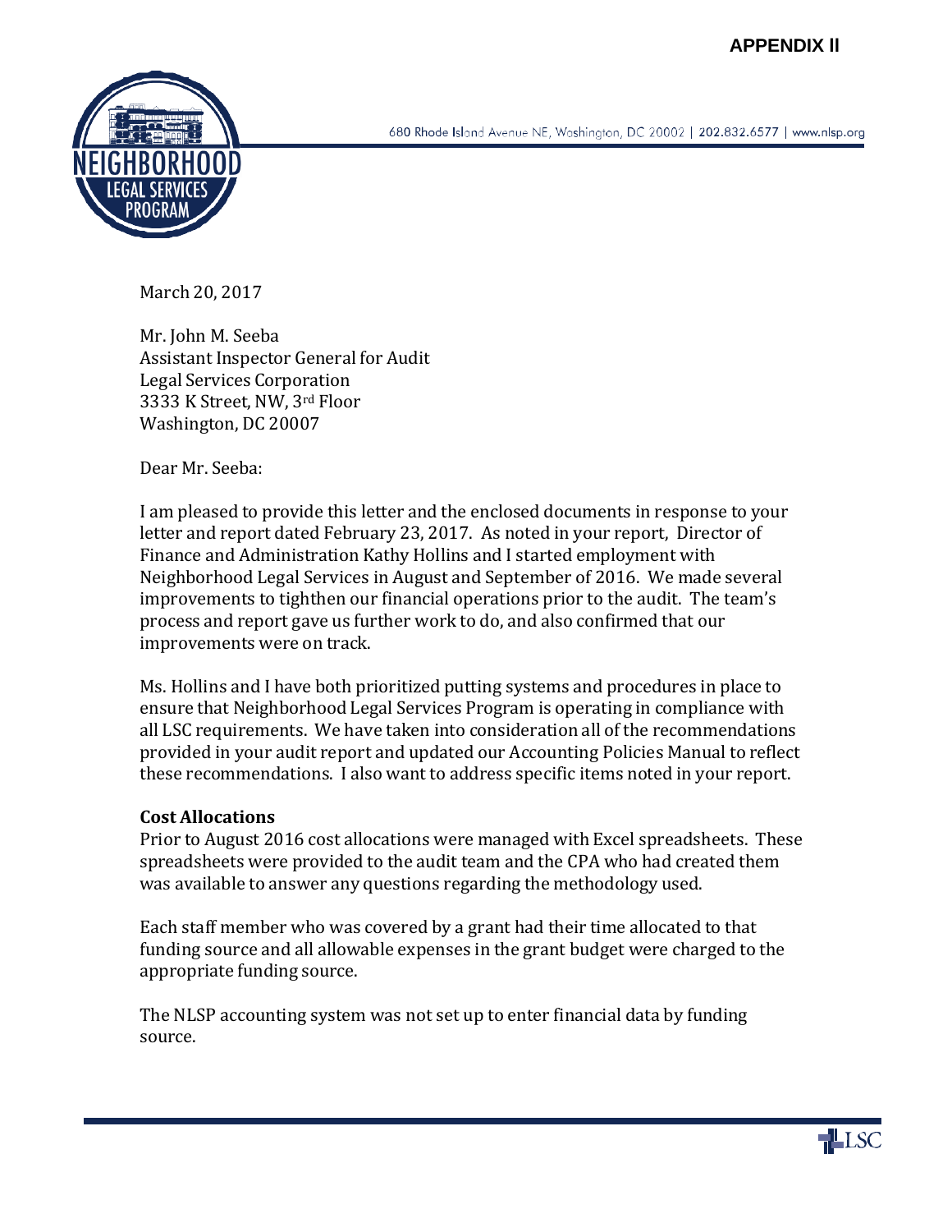**APPENDIX II**

680 Rhode Island Avenue NE, Washington, DC 20002 | 202.832.6577 | www.nlsp.org

March 20, 2017

Mr. John M. Seeba
Assistant Inspector General for Audit
Legal Services Corporation
3333 K Street, NW, 3rd Floor
Washington, DC 20007

Dear Mr. Seeba:

I am pleased to provide this letter and the enclosed documents in response to your letter and report dated February 23, 2017. As noted in your report, Director of Finance and Administration Kathy Hollins and I started employment with Neighborhood Legal Services in August and September of 2016. We made several improvements to tighthen our financial operations prior to the audit. The team's process and report gave us further work to do, and also confirmed that our improvements were on track.

Ms. Hollins and I have both prioritized putting systems and procedures in place to ensure that Neighborhood Legal Services Program is operating in compliance with all LSC requirements. We have taken into consideration all of the recommendations provided in your audit report and updated our Accounting Policies Manual to reflect these recommendations. I also want to address specific items noted in your report.

**Cost Allocations**

Prior to August 2016 cost allocations were managed with Excel spreadsheets. These spreadsheets were provided to the audit team and the CPA who had created them was available to answer any questions regarding the methodology used.

Each staff member who was covered by a grant had their time allocated to that funding source and all allowable expenses in the grant budget were charged to the appropriate funding source.

The NLSP accounting system was not set up to enter financial data by funding source.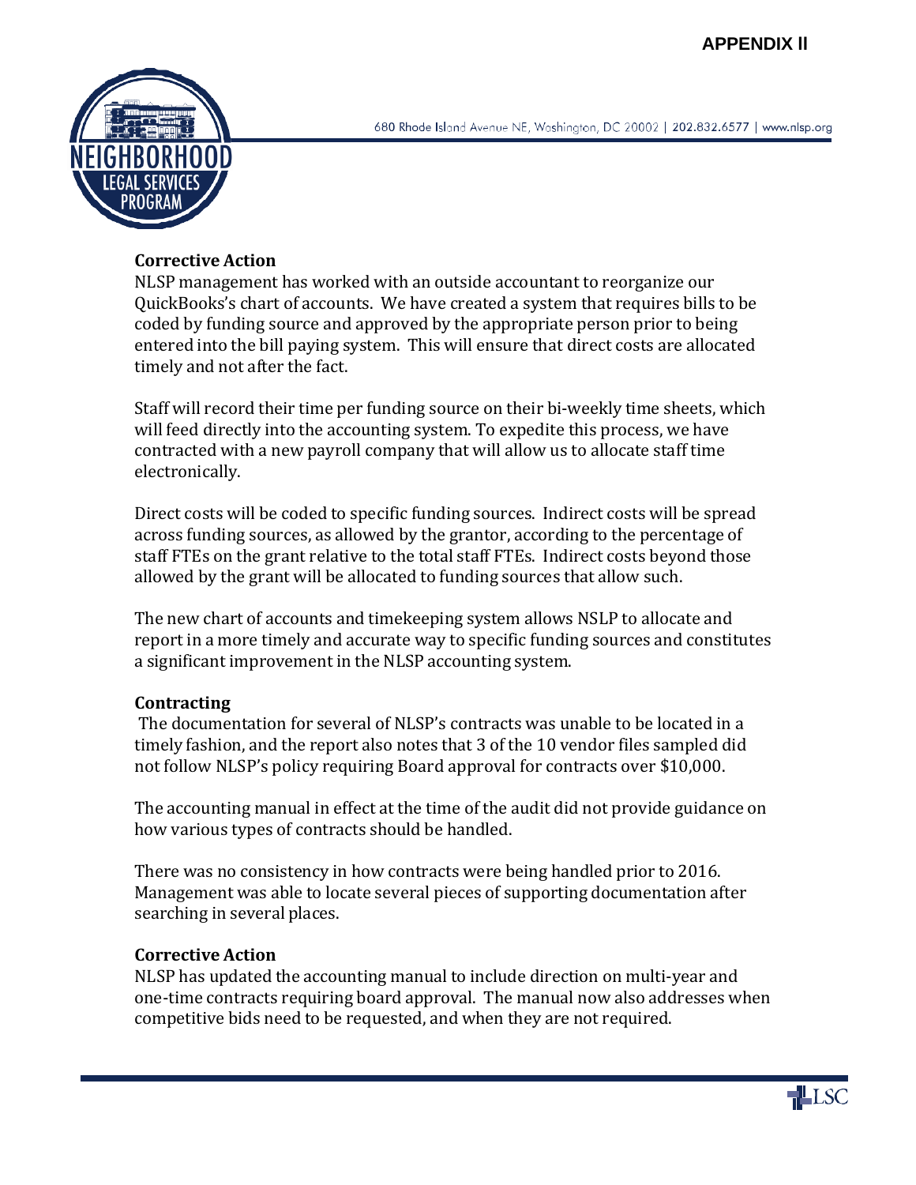**Corrective Action**

NLSP management has worked with an outside accountant to reorganize our QuickBooks's chart of accounts. We have created a system that requires bills to be coded by funding source and approved by the appropriate person prior to being entered into the bill paying system. This will ensure that direct costs are allocated timely and not after the fact.

Staff will record their time per funding source on their bi-weekly time sheets, which will feed directly into the accounting system. To expedite this process, we have contracted with a new payroll company that will allow us to allocate staff time electronically.

Direct costs will be coded to specific funding sources. Indirect costs will be spread across funding sources, as allowed by the grantor, according to the percentage of staff FTEs on the grant relative to the total staff FTEs. Indirect costs beyond those allowed by the grant will be allocated to funding sources that allow such.

The new chart of accounts and timekeeping system allows NSLP to allocate and report in a more timely and accurate way to specific funding sources and constitutes a significant improvement in the NLSP accounting system.

**Contracting**

The documentation for several of NLSP's contracts was unable to be located in a timely fashion, and the report also notes that 3 of the 10 vendor files sampled did not follow NLSP's policy requiring Board approval for contracts over $10,000.

The accounting manual in effect at the time of the audit did not provide guidance on how various types of contracts should be handled.

There was no consistency in how contracts were being handled prior to 2016. Management was able to locate several pieces of supporting documentation after searching in several places.

**Corrective Action**

NLSP has updated the accounting manual to include direction on multi-year and one-time contracts requiring board approval. The manual now also addresses when competitive bids need to be requested, and when they are not required.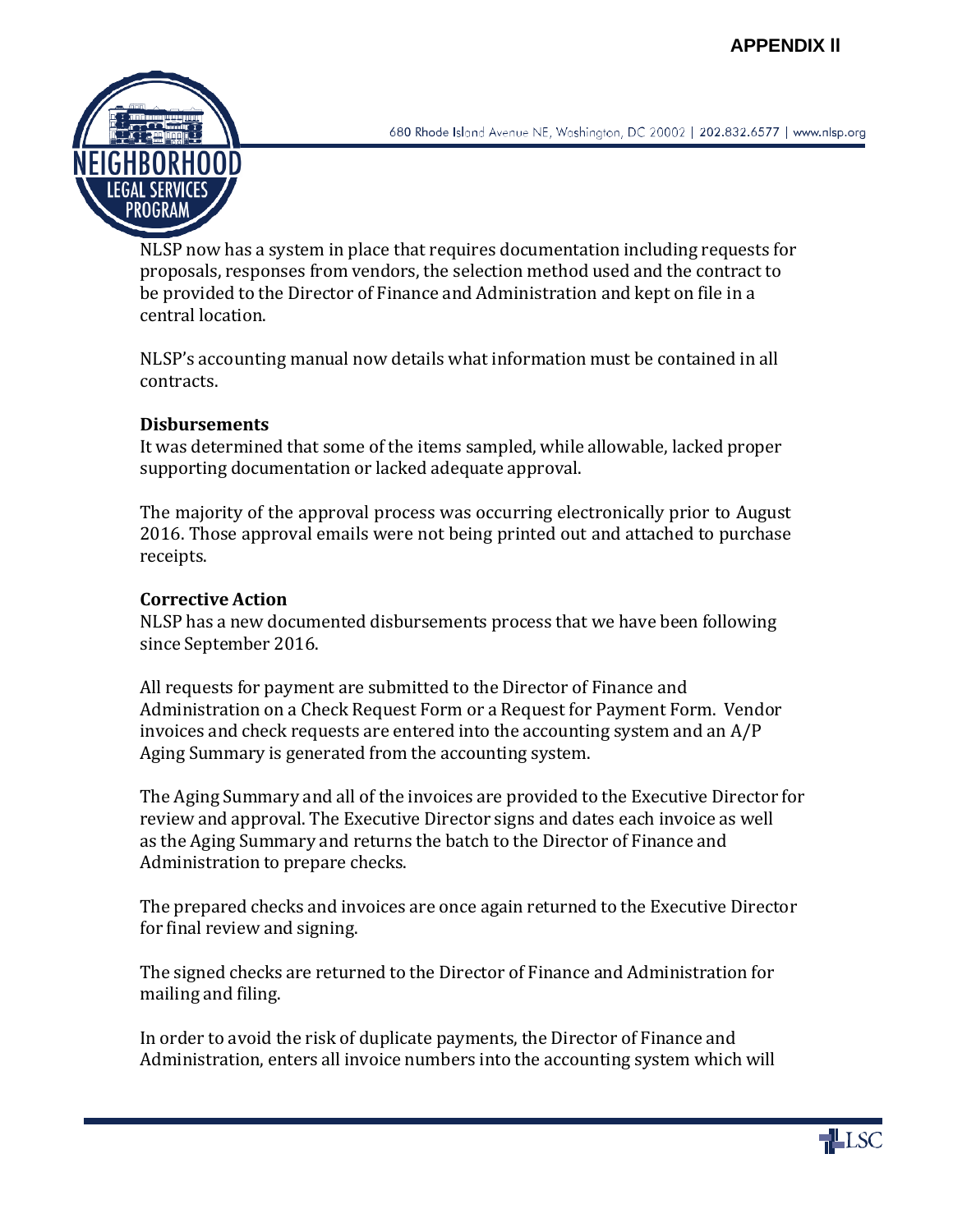NLSP now has a system in place that requires documentation including requests for proposals, responses from vendors, the selection method used and the contract to be provided to the Director of Finance and Administration and kept on file in a central location.

NLSP's accounting manual now details what information must be contained in all contracts.

**Disbursements**

It was determined that some of the items sampled, while allowable, lacked proper supporting documentation or lacked adequate approval.

The majority of the approval process was occurring electronically prior to August 2016. Those approval emails were not being printed out and attached to purchase receipts.

**Corrective Action**

NLSP has a new documented disbursements process that we have been following since September 2016.

All requests for payment are submitted to the Director of Finance and Administration on a Check Request Form or a Request for Payment Form. Vendor invoices and check requests are entered into the accounting system and an A/P Aging Summary is generated from the accounting system.

The Aging Summary and all of the invoices are provided to the Executive Director for review and approval. The Executive Director signs and dates each invoice as well as the Aging Summary and returns the batch to the Director of Finance and Administration to prepare checks.

The prepared checks and invoices are once again returned to the Executive Director for final review and signing.

The signed checks are returned to the Director of Finance and Administration for mailing and filing.

In order to avoid the risk of duplicate payments, the Director of Finance and Administration, enters all invoice numbers into the accounting system which will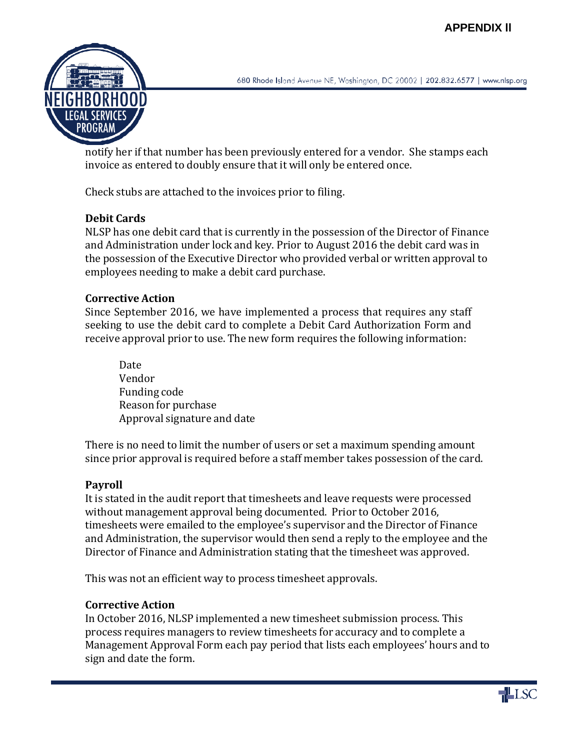notify her if that number has been previously entered for a vendor. She stamps each invoice as entered to doubly ensure that it will only be entered once.

Check stubs are attached to the invoices prior to filing.

**Debit Cards**

NLSP has one debit card that is currently in the possession of the Director of Finance and Administration under lock and key. Prior to August 2016 the debit card was in the possession of the Executive Director who provided verbal or written approval to employees needing to make a debit card purchase.

**Corrective Action**

Since September 2016, we have implemented a process that requires any staff seeking to use the debit card to complete a Debit Card Authorization Form and receive approval prior to use. The new form requires the following information:

- Date
- Vendor
- Funding code
- Reason for purchase
- Approval signature and date

There is no need to limit the number of users or set a maximum spending amount since prior approval is required before a staff member takes possession of the card.

**Payroll**

It is stated in the audit report that timesheets and leave requests were processed without management approval being documented. Prior to October 2016, timesheets were emailed to the employee's supervisor and the Director of Finance and Administration, the supervisor would then send a reply to the employee and the Director of Finance and Administration stating that the timesheet was approved.

This was not an efficient way to process timesheet approvals.

**Corrective Action**

In October 2016, NLSP implemented a new timesheet submission process. This process requires managers to review timesheets for accuracy and to complete a Management Approval Form each pay period that lists each employees' hours and to sign and date the form.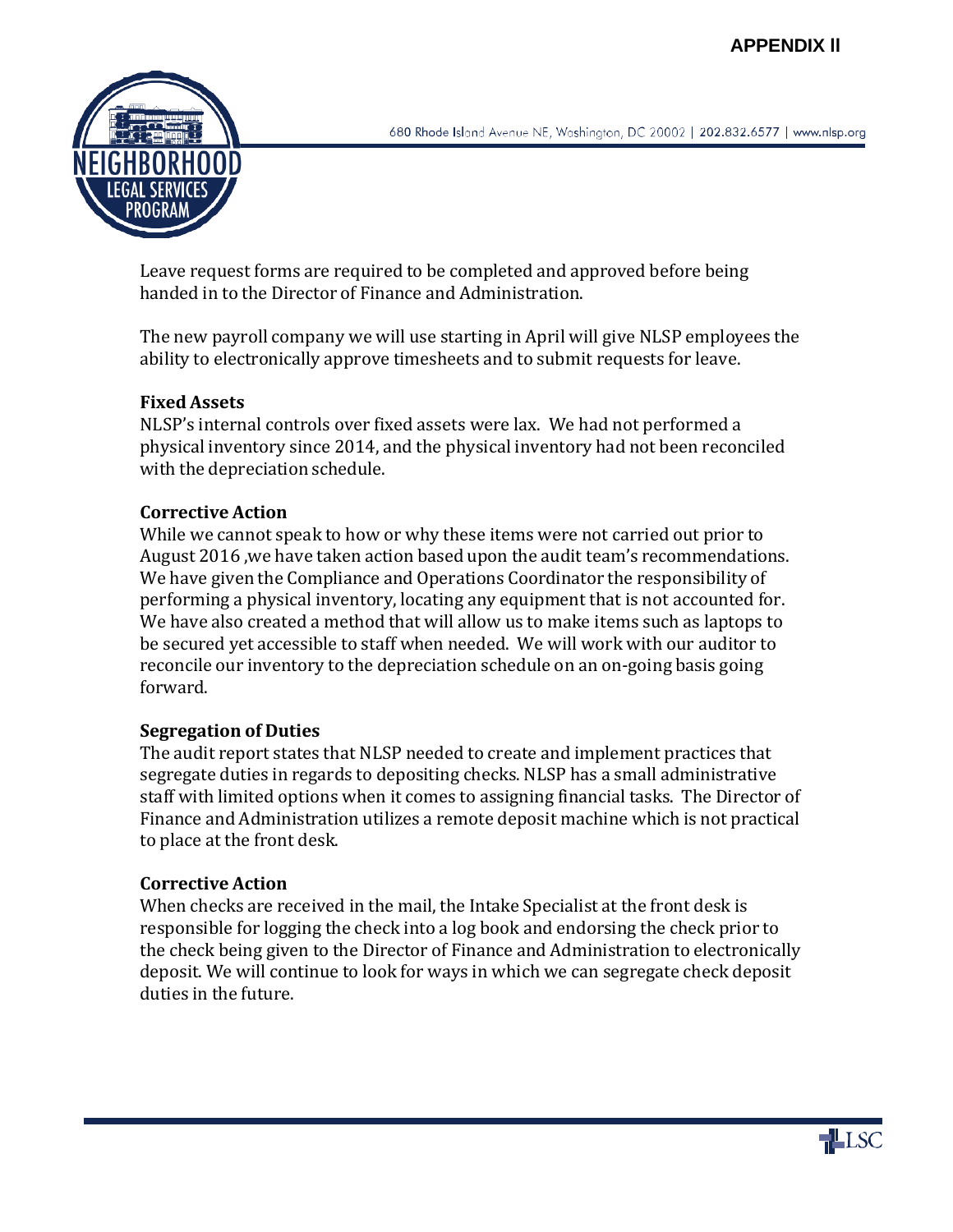Leave request forms are required to be completed and approved before being handed in to the Director of Finance and Administration.

The new payroll company we will use starting in April will give NLSP employees the ability to electronically approve timesheets and to submit requests for leave.

**Fixed Assets**
NLSP's internal controls over fixed assets were lax. We had not performed a physical inventory since 2014, and the physical inventory had not been reconciled with the depreciation schedule.

**Corrective Action**
While we cannot speak to how or why these items were not carried out prior to August 2016 ,we have taken action based upon the audit team's recommendations. We have given the Compliance and Operations Coordinator the responsibility of performing a physical inventory, locating any equipment that is not accounted for. We have also created a method that will allow us to make items such as laptops to be secured yet accessible to staff when needed. We will work with our auditor to reconcile our inventory to the depreciation schedule on an on-going basis going forward.

**Segregation of Duties**
The audit report states that NLSP needed to create and implement practices that segregate duties in regards to depositing checks. NLSP has a small administrative staff with limited options when it comes to assigning financial tasks. The Director of Finance and Administration utilizes a remote deposit machine which is not practical to place at the front desk.

**Corrective Action**
When checks are received in the mail, the Intake Specialist at the front desk is responsible for logging the check into a log book and endorsing the check prior to the check being given to the Director of Finance and Administration to electronically deposit. We will continue to look for ways in which we can segregate check deposit duties in the future.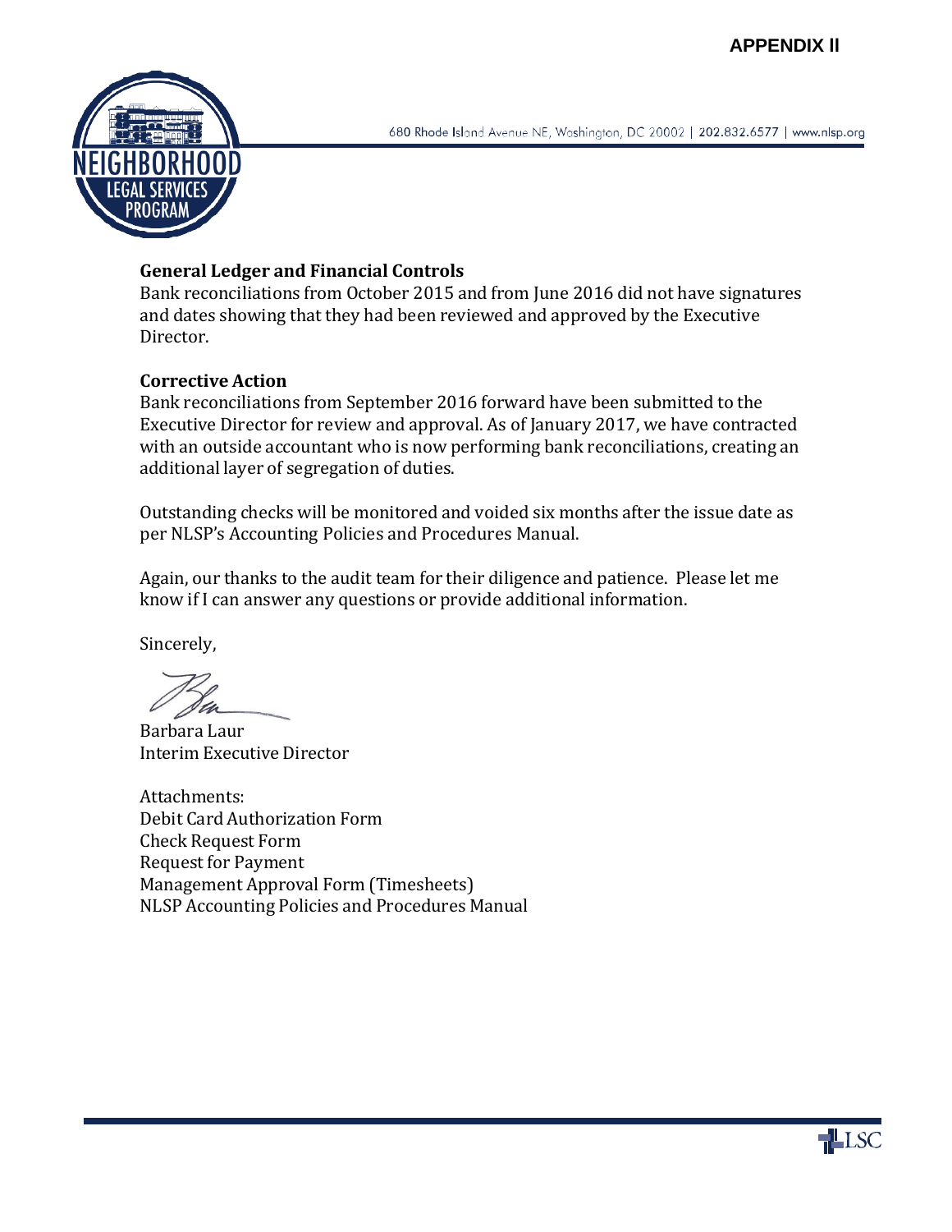**APPENDIX II**

680 Rhode Island Avenue NE, Washington, DC 20002 | 202.832.6577 | www.nlsp.org

**General Ledger and Financial Controls**
Bank reconciliations from October 2015 and from June 2016 did not have signatures and dates showing that they had been reviewed and approved by the Executive Director.

**Corrective Action**
Bank reconciliations from September 2016 forward have been submitted to the Executive Director for review and approval. As of January 2017, we have contracted with an outside accountant who is now performing bank reconciliations, creating an additional layer of segregation of duties.

Outstanding checks will be monitored and voided six months after the issue date as per NLSP's Accounting Policies and Procedures Manual.

Again, our thanks to the audit team for their diligence and patience. Please let me know if I can answer any questions or provide additional information.

Sincerely,

Barbara Laur
Interim Executive Director

Attachments:
Debit Card Authorization Form
Check Request Form
Request for Payment
Management Approval Form (Timesheets)
NLSP Accounting Policies and Procedures Manual